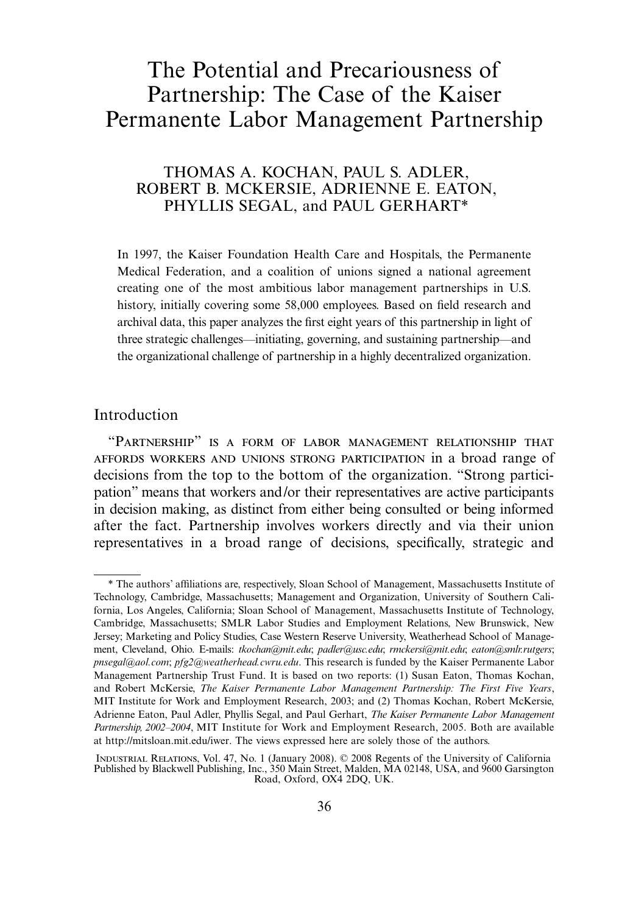# The Potential and Precariousness of Partnership: The Case of the Kaiser Permanente Labor Management Partnership

THOMAS A. KOCHAN, PAUL S. ADLER, ROBERT B. MCKERSIE, ADRIENNE E. EATON, PHYLLIS SEGAL, and PAUL GERHART*

In 1997, the Kaiser Foundation Health Care and Hospitals, the Permanente Medical Federation, and a coalition of unions signed a national agreement creating one of the most ambitious labor management partnerships in U.S. history, initially covering some 58,000 employees. Based on field research and archival data, this paper analyzes the first eight years of this partnership in light of three strategic challenges—initiating, governing, and sustaining partnership—and the organizational challenge of partnership in a highly decentralized organization.

## Introduction

"Partnership" is a form of labor management relationship that affords workers and unions strong participation in a broad range of decisions from the top to the bottom of the organization. "Strong participation" means that workers and/or their representatives are active participants in decision making, as distinct from either being consulted or being informed after the fact. Partnership involves workers directly and via their union representatives in a broad range of decisions, specifically, strategic and

---

\* The authors' affiliations are, respectively, Sloan School of Management, Massachusetts Institute of Technology, Cambridge, Massachusetts; Management and Organization, University of Southern California, Los Angeles, California; Sloan School of Management, Massachusetts Institute of Technology, Cambridge, Massachusetts; SMLR Labor Studies and Employment Relations, New Brunswick, New Jersey; Marketing and Policy Studies, Case Western Reserve University, Weatherhead School of Management, Cleveland, Ohio. E-mails: *tkochan@mit.edu*; *padler@usc.edu*; *rmckersi@mit.edu*; *eaton@smlr.rutgers*; *pnsegal@aol.com*; *pfg2@weatherhead.cwru.edu*. This research is funded by the Kaiser Permanente Labor Management Partnership Trust Fund. It is based on two reports: (1) Susan Eaton, Thomas Kochan, and Robert McKersie, *The Kaiser Permanente Labor Management Partnership: The First Five Years*, MIT Institute for Work and Employment Research, 2003; and (2) Thomas Kochan, Robert McKersie, Adrienne Eaton, Paul Adler, Phyllis Segal, and Paul Gerhart, *The Kaiser Permanente Labor Management Partnership, 2002–2004*, MIT Institute for Work and Employment Research, 2005. Both are available at http://mitsloan.mit.edu/iwer. The views expressed here are solely those of the authors.

Industrial Relations, Vol. 47, No. 1 (January 2008). © 2008 Regents of the University of California Published by Blackwell Publishing, Inc., 350 Main Street, Malden, MA 02148, USA, and 9600 Garsington Road, Oxford, OX4 2DQ, UK.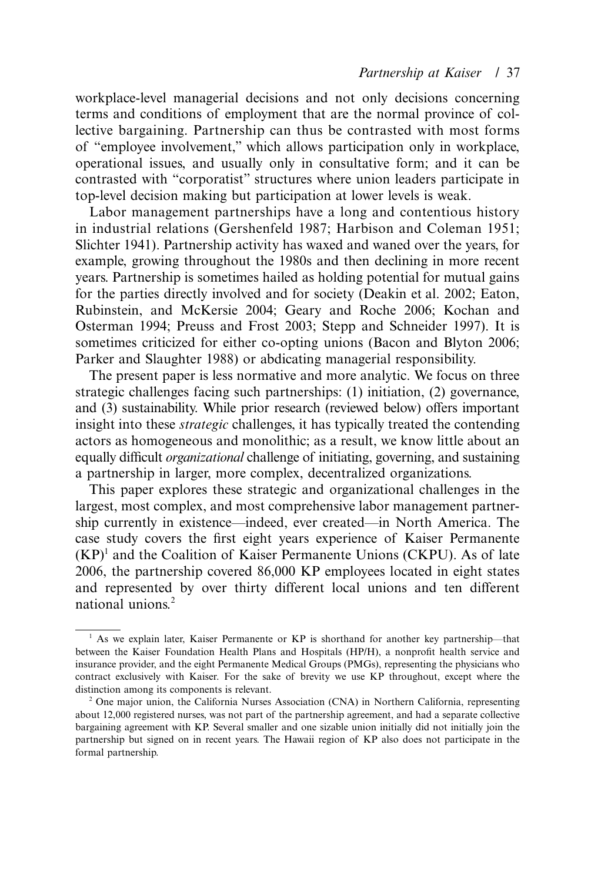workplace-level managerial decisions and not only decisions concerning terms and conditions of employment that are the normal province of collective bargaining. Partnership can thus be contrasted with most forms of "employee involvement," which allows participation only in workplace, operational issues, and usually only in consultative form; and it can be contrasted with "corporatist" structures where union leaders participate in top-level decision making but participation at lower levels is weak.

Labor management partnerships have a long and contentious history in industrial relations (Gershenfeld 1987; Harbison and Coleman 1951; Slichter 1941). Partnership activity has waxed and waned over the years, for example, growing throughout the 1980s and then declining in more recent years. Partnership is sometimes hailed as holding potential for mutual gains for the parties directly involved and for society (Deakin et al. 2002; Eaton, Rubinstein, and McKersie 2004; Geary and Roche 2006; Kochan and Osterman 1994; Preuss and Frost 2003; Stepp and Schneider 1997). It is sometimes criticized for either co-opting unions (Bacon and Blyton 2006; Parker and Slaughter 1988) or abdicating managerial responsibility.

The present paper is less normative and more analytic. We focus on three strategic challenges facing such partnerships: (1) initiation, (2) governance, and (3) sustainability. While prior research (reviewed below) offers important insight into these *strategic* challenges, it has typically treated the contending actors as homogeneous and monolithic; as a result, we know little about an equally difficult *organizational* challenge of initiating, governing, and sustaining a partnership in larger, more complex, decentralized organizations.

This paper explores these strategic and organizational challenges in the largest, most complex, and most comprehensive labor management partnership currently in existence—indeed, ever created—in North America. The case study covers the first eight years experience of Kaiser Permanente (KP)[1] and the Coalition of Kaiser Permanente Unions (CKPU). As of late 2006, the partnership covered 86,000 KP employees located in eight states and represented by over thirty different local unions and ten different national unions.[2]

[1] As we explain later, Kaiser Permanente or KP is shorthand for another key partnership—that between the Kaiser Foundation Health Plans and Hospitals (HP/H), a nonprofit health service and insurance provider, and the eight Permanente Medical Groups (PMGs), representing the physicians who contract exclusively with Kaiser. For the sake of brevity we use KP throughout, except where the distinction among its components is relevant.

[2] One major union, the California Nurses Association (CNA) in Northern California, representing about 12,000 registered nurses, was not part of the partnership agreement, and had a separate collective bargaining agreement with KP. Several smaller and one sizable union initially did not initially join the partnership but signed on in recent years. The Hawaii region of KP also does not participate in the formal partnership.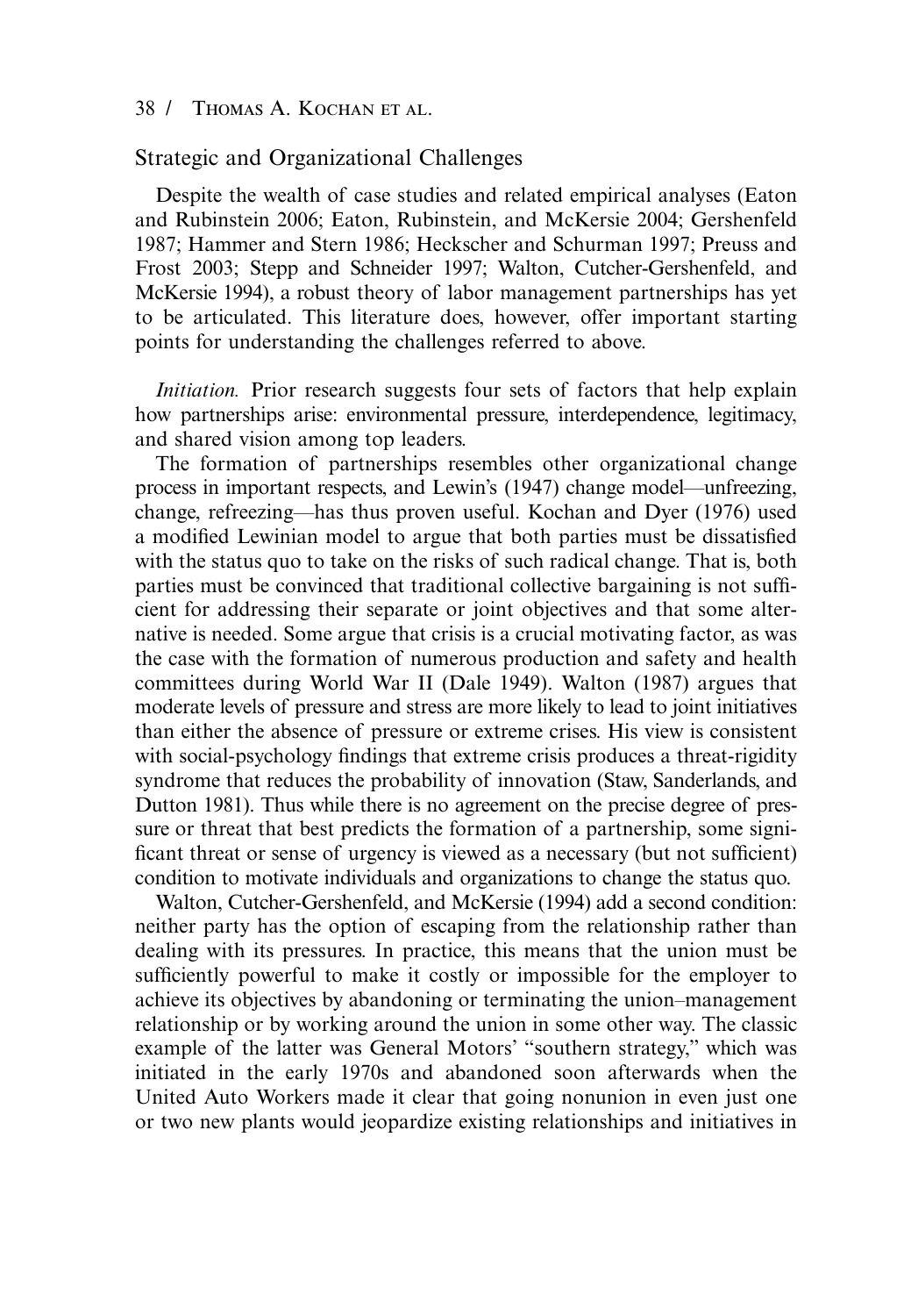## Strategic and Organizational Challenges

Despite the wealth of case studies and related empirical analyses (Eaton and Rubinstein 2006; Eaton, Rubinstein, and McKersie 2004; Gershenfeld 1987; Hammer and Stern 1986; Heckscher and Schurman 1997; Preuss and Frost 2003; Stepp and Schneider 1997; Walton, Cutcher-Gershenfeld, and McKersie 1994), a robust theory of labor management partnerships has yet to be articulated. This literature does, however, offer important starting points for understanding the challenges referred to above.

*Initiation.* Prior research suggests four sets of factors that help explain how partnerships arise: environmental pressure, interdependence, legitimacy, and shared vision among top leaders.

The formation of partnerships resembles other organizational change process in important respects, and Lewin's (1947) change model—unfreezing, change, refreezing—has thus proven useful. Kochan and Dyer (1976) used a modified Lewinian model to argue that both parties must be dissatisfied with the status quo to take on the risks of such radical change. That is, both parties must be convinced that traditional collective bargaining is not sufficient for addressing their separate or joint objectives and that some alternative is needed. Some argue that crisis is a crucial motivating factor, as was the case with the formation of numerous production and safety and health committees during World War II (Dale 1949). Walton (1987) argues that moderate levels of pressure and stress are more likely to lead to joint initiatives than either the absence of pressure or extreme crises. His view is consistent with social-psychology findings that extreme crisis produces a threat-rigidity syndrome that reduces the probability of innovation (Staw, Sanderlands, and Dutton 1981). Thus while there is no agreement on the precise degree of pressure or threat that best predicts the formation of a partnership, some significant threat or sense of urgency is viewed as a necessary (but not sufficient) condition to motivate individuals and organizations to change the status quo.

Walton, Cutcher-Gershenfeld, and McKersie (1994) add a second condition: neither party has the option of escaping from the relationship rather than dealing with its pressures. In practice, this means that the union must be sufficiently powerful to make it costly or impossible for the employer to achieve its objectives by abandoning or terminating the union–management relationship or by working around the union in some other way. The classic example of the latter was General Motors' "southern strategy," which was initiated in the early 1970s and abandoned soon afterwards when the United Auto Workers made it clear that going nonunion in even just one or two new plants would jeopardize existing relationships and initiatives in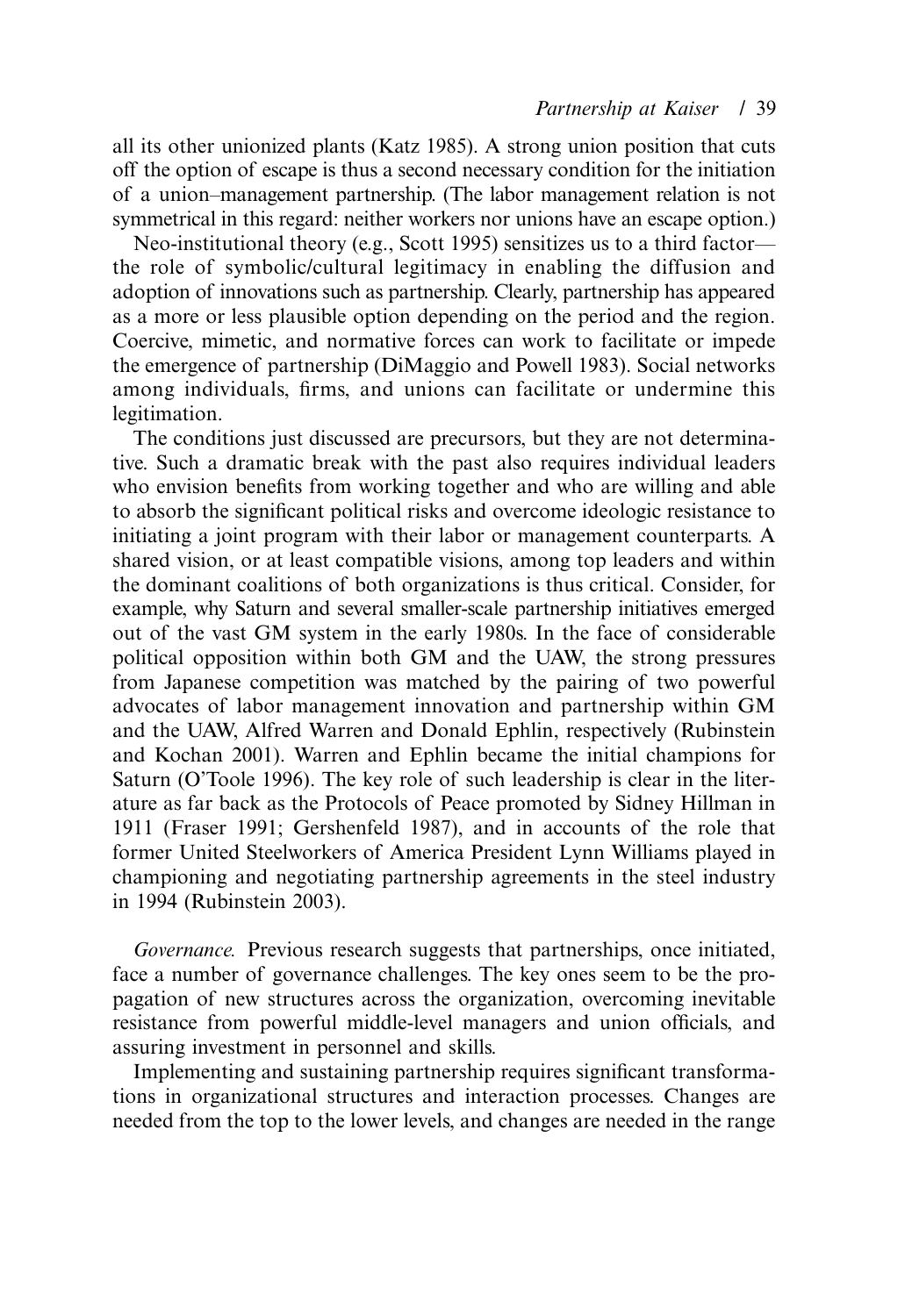all its other unionized plants (Katz 1985). A strong union position that cuts off the option of escape is thus a second necessary condition for the initiation of a union–management partnership. (The labor management relation is not symmetrical in this regard: neither workers nor unions have an escape option.)

Neo-institutional theory (e.g., Scott 1995) sensitizes us to a third factor—the role of symbolic/cultural legitimacy in enabling the diffusion and adoption of innovations such as partnership. Clearly, partnership has appeared as a more or less plausible option depending on the period and the region. Coercive, mimetic, and normative forces can work to facilitate or impede the emergence of partnership (DiMaggio and Powell 1983). Social networks among individuals, firms, and unions can facilitate or undermine this legitimation.

The conditions just discussed are precursors, but they are not determinative. Such a dramatic break with the past also requires individual leaders who envision benefits from working together and who are willing and able to absorb the significant political risks and overcome ideologic resistance to initiating a joint program with their labor or management counterparts. A shared vision, or at least compatible visions, among top leaders and within the dominant coalitions of both organizations is thus critical. Consider, for example, why Saturn and several smaller-scale partnership initiatives emerged out of the vast GM system in the early 1980s. In the face of considerable political opposition within both GM and the UAW, the strong pressures from Japanese competition was matched by the pairing of two powerful advocates of labor management innovation and partnership within GM and the UAW, Alfred Warren and Donald Ephlin, respectively (Rubinstein and Kochan 2001). Warren and Ephlin became the initial champions for Saturn (O'Toole 1996). The key role of such leadership is clear in the literature as far back as the Protocols of Peace promoted by Sidney Hillman in 1911 (Fraser 1991; Gershenfeld 1987), and in accounts of the role that former United Steelworkers of America President Lynn Williams played in championing and negotiating partnership agreements in the steel industry in 1994 (Rubinstein 2003).

*Governance*. Previous research suggests that partnerships, once initiated, face a number of governance challenges. The key ones seem to be the propagation of new structures across the organization, overcoming inevitable resistance from powerful middle-level managers and union officials, and assuring investment in personnel and skills.

Implementing and sustaining partnership requires significant transformations in organizational structures and interaction processes. Changes are needed from the top to the lower levels, and changes are needed in the range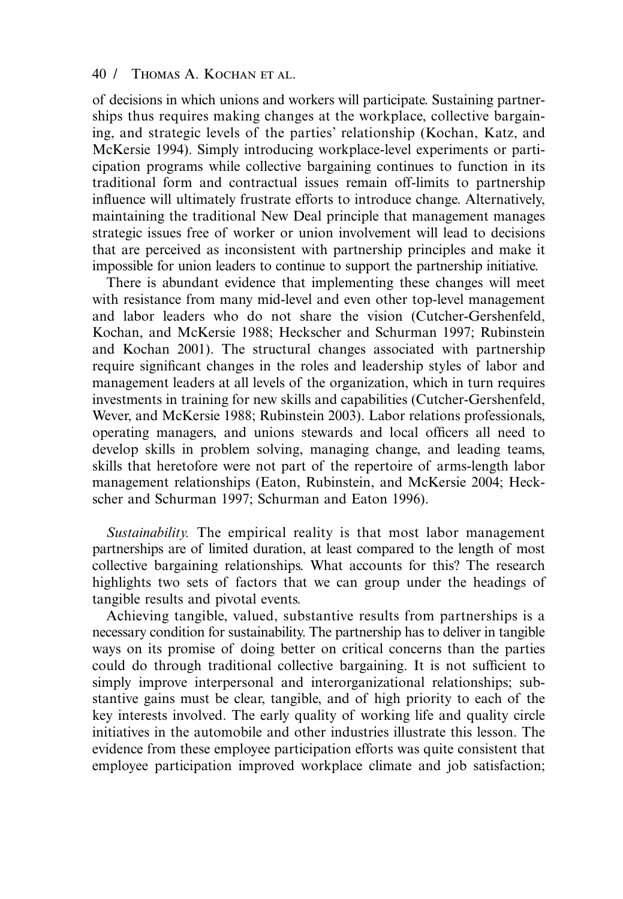of decisions in which unions and workers will participate. Sustaining partnerships thus requires making changes at the workplace, collective bargaining, and strategic levels of the parties' relationship (Kochan, Katz, and McKersie 1994). Simply introducing workplace-level experiments or participation programs while collective bargaining continues to function in its traditional form and contractual issues remain off-limits to partnership influence will ultimately frustrate efforts to introduce change. Alternatively, maintaining the traditional New Deal principle that management manages strategic issues free of worker or union involvement will lead to decisions that are perceived as inconsistent with partnership principles and make it impossible for union leaders to continue to support the partnership initiative.

There is abundant evidence that implementing these changes will meet with resistance from many mid-level and even other top-level management and labor leaders who do not share the vision (Cutcher-Gershenfeld, Kochan, and McKersie 1988; Heckscher and Schurman 1997; Rubinstein and Kochan 2001). The structural changes associated with partnership require significant changes in the roles and leadership styles of labor and management leaders at all levels of the organization, which in turn requires investments in training for new skills and capabilities (Cutcher-Gershenfeld, Wever, and McKersie 1988; Rubinstein 2003). Labor relations professionals, operating managers, and unions stewards and local officers all need to develop skills in problem solving, managing change, and leading teams, skills that heretofore were not part of the repertoire of arms-length labor management relationships (Eaton, Rubinstein, and McKersie 2004; Heckscher and Schurman 1997; Schurman and Eaton 1996).

*Sustainability.* The empirical reality is that most labor management partnerships are of limited duration, at least compared to the length of most collective bargaining relationships. What accounts for this? The research highlights two sets of factors that we can group under the headings of tangible results and pivotal events.

Achieving tangible, valued, substantive results from partnerships is a necessary condition for sustainability. The partnership has to deliver in tangible ways on its promise of doing better on critical concerns than the parties could do through traditional collective bargaining. It is not sufficient to simply improve interpersonal and interorganizational relationships; substantive gains must be clear, tangible, and of high priority to each of the key interests involved. The early quality of working life and quality circle initiatives in the automobile and other industries illustrate this lesson. The evidence from these employee participation efforts was quite consistent that employee participation improved workplace climate and job satisfaction;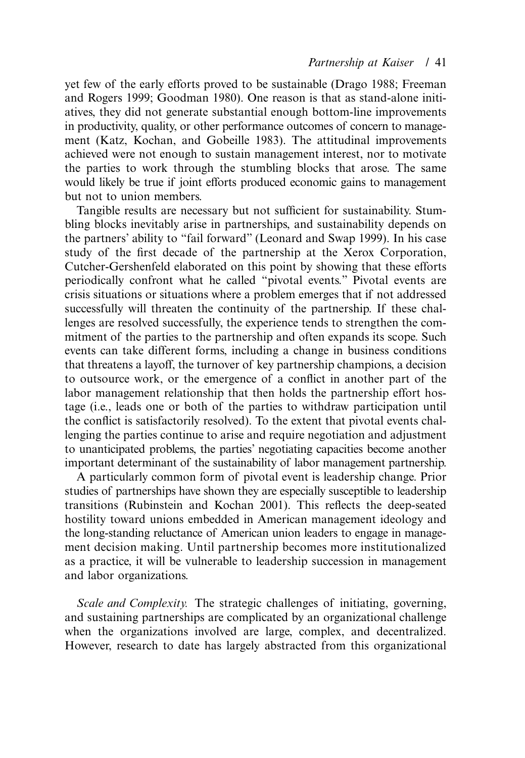yet few of the early efforts proved to be sustainable (Drago 1988; Freeman and Rogers 1999; Goodman 1980). One reason is that as stand-alone initiatives, they did not generate substantial enough bottom-line improvements in productivity, quality, or other performance outcomes of concern to management (Katz, Kochan, and Gobeille 1983). The attitudinal improvements achieved were not enough to sustain management interest, nor to motivate the parties to work through the stumbling blocks that arose. The same would likely be true if joint efforts produced economic gains to management but not to union members.

Tangible results are necessary but not sufficient for sustainability. Stumbling blocks inevitably arise in partnerships, and sustainability depends on the partners' ability to "fail forward" (Leonard and Swap 1999). In his case study of the first decade of the partnership at the Xerox Corporation, Cutcher-Gershenfeld elaborated on this point by showing that these efforts periodically confront what he called "pivotal events." Pivotal events are crisis situations or situations where a problem emerges that if not addressed successfully will threaten the continuity of the partnership. If these challenges are resolved successfully, the experience tends to strengthen the commitment of the parties to the partnership and often expands its scope. Such events can take different forms, including a change in business conditions that threatens a layoff, the turnover of key partnership champions, a decision to outsource work, or the emergence of a conflict in another part of the labor management relationship that then holds the partnership effort hostage (i.e., leads one or both of the parties to withdraw participation until the conflict is satisfactorily resolved). To the extent that pivotal events challenging the parties continue to arise and require negotiation and adjustment to unanticipated problems, the parties' negotiating capacities become another important determinant of the sustainability of labor management partnership.

A particularly common form of pivotal event is leadership change. Prior studies of partnerships have shown they are especially susceptible to leadership transitions (Rubinstein and Kochan 2001). This reflects the deep-seated hostility toward unions embedded in American management ideology and the long-standing reluctance of American union leaders to engage in management decision making. Until partnership becomes more institutionalized as a practice, it will be vulnerable to leadership succession in management and labor organizations.

*Scale and Complexity.* The strategic challenges of initiating, governing, and sustaining partnerships are complicated by an organizational challenge when the organizations involved are large, complex, and decentralized. However, research to date has largely abstracted from this organizational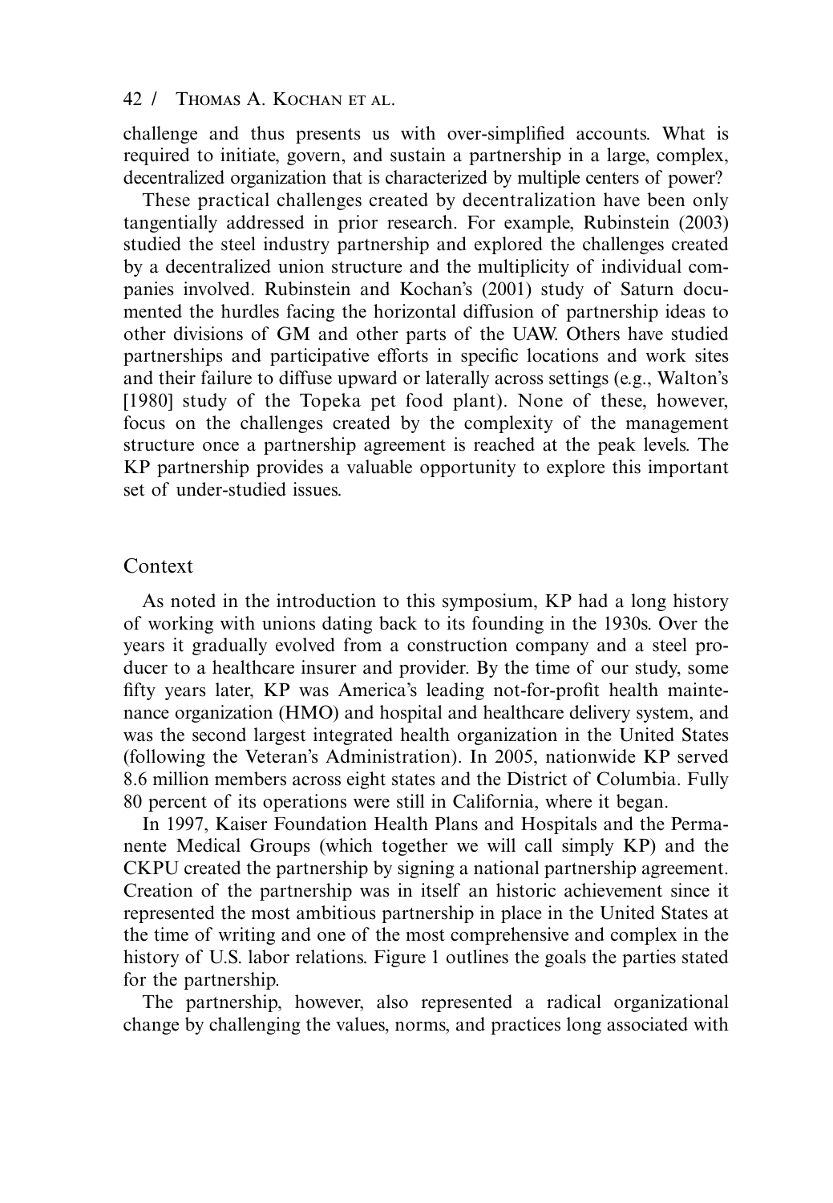challenge and thus presents us with over-simplified accounts. What is required to initiate, govern, and sustain a partnership in a large, complex, decentralized organization that is characterized by multiple centers of power?

These practical challenges created by decentralization have been only tangentially addressed in prior research. For example, Rubinstein (2003) studied the steel industry partnership and explored the challenges created by a decentralized union structure and the multiplicity of individual companies involved. Rubinstein and Kochan's (2001) study of Saturn documented the hurdles facing the horizontal diffusion of partnership ideas to other divisions of GM and other parts of the UAW. Others have studied partnerships and participative efforts in specific locations and work sites and their failure to diffuse upward or laterally across settings (e.g., Walton's [1980] study of the Topeka pet food plant). None of these, however, focus on the challenges created by the complexity of the management structure once a partnership agreement is reached at the peak levels. The KP partnership provides a valuable opportunity to explore this important set of under-studied issues.

## Context

As noted in the introduction to this symposium, KP had a long history of working with unions dating back to its founding in the 1930s. Over the years it gradually evolved from a construction company and a steel producer to a healthcare insurer and provider. By the time of our study, some fifty years later, KP was America's leading not-for-profit health maintenance organization (HMO) and hospital and healthcare delivery system, and was the second largest integrated health organization in the United States (following the Veteran's Administration). In 2005, nationwide KP served 8.6 million members across eight states and the District of Columbia. Fully 80 percent of its operations were still in California, where it began.

In 1997, Kaiser Foundation Health Plans and Hospitals and the Permanente Medical Groups (which together we will call simply KP) and the CKPU created the partnership by signing a national partnership agreement. Creation of the partnership was in itself an historic achievement since it represented the most ambitious partnership in place in the United States at the time of writing and one of the most comprehensive and complex in the history of U.S. labor relations. Figure 1 outlines the goals the parties stated for the partnership.

The partnership, however, also represented a radical organizational change by challenging the values, norms, and practices long associated with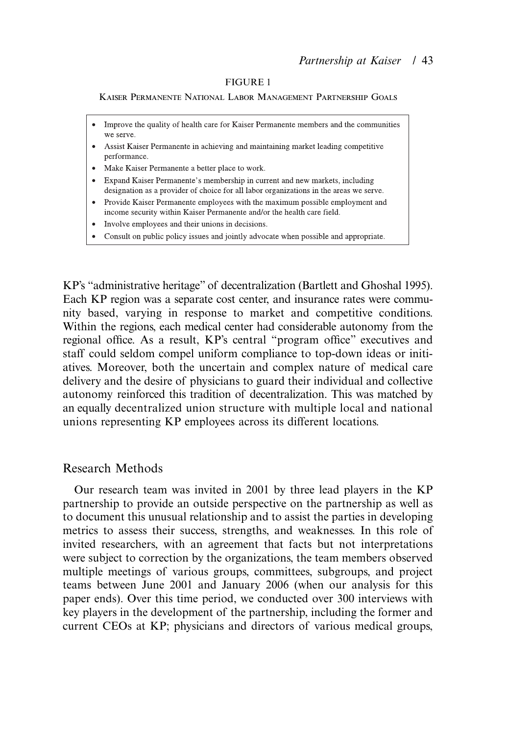FIGURE 1

KAISER PERMANENTE NATIONAL LABOR MANAGEMENT PARTNERSHIP GOALS

- Improve the quality of health care for Kaiser Permanente members and the communities we serve.
- Assist Kaiser Permanente in achieving and maintaining market leading competitive performance.
- Make Kaiser Permanente a better place to work.
- Expand Kaiser Permanente's membership in current and new markets, including designation as a provider of choice for all labor organizations in the areas we serve.
- Provide Kaiser Permanente employees with the maximum possible employment and income security within Kaiser Permanente and/or the health care field.
- Involve employees and their unions in decisions.
- Consult on public policy issues and jointly advocate when possible and appropriate.

KP's "administrative heritage" of decentralization (Bartlett and Ghoshal 1995). Each KP region was a separate cost center, and insurance rates were community based, varying in response to market and competitive conditions. Within the regions, each medical center had considerable autonomy from the regional office. As a result, KP's central "program office" executives and staff could seldom compel uniform compliance to top-down ideas or initiatives. Moreover, both the uncertain and complex nature of medical care delivery and the desire of physicians to guard their individual and collective autonomy reinforced this tradition of decentralization. This was matched by an equally decentralized union structure with multiple local and national unions representing KP employees across its different locations.

## Research Methods

Our research team was invited in 2001 by three lead players in the KP partnership to provide an outside perspective on the partnership as well as to document this unusual relationship and to assist the parties in developing metrics to assess their success, strengths, and weaknesses. In this role of invited researchers, with an agreement that facts but not interpretations were subject to correction by the organizations, the team members observed multiple meetings of various groups, committees, subgroups, and project teams between June 2001 and January 2006 (when our analysis for this paper ends). Over this time period, we conducted over 300 interviews with key players in the development of the partnership, including the former and current CEOs at KP; physicians and directors of various medical groups,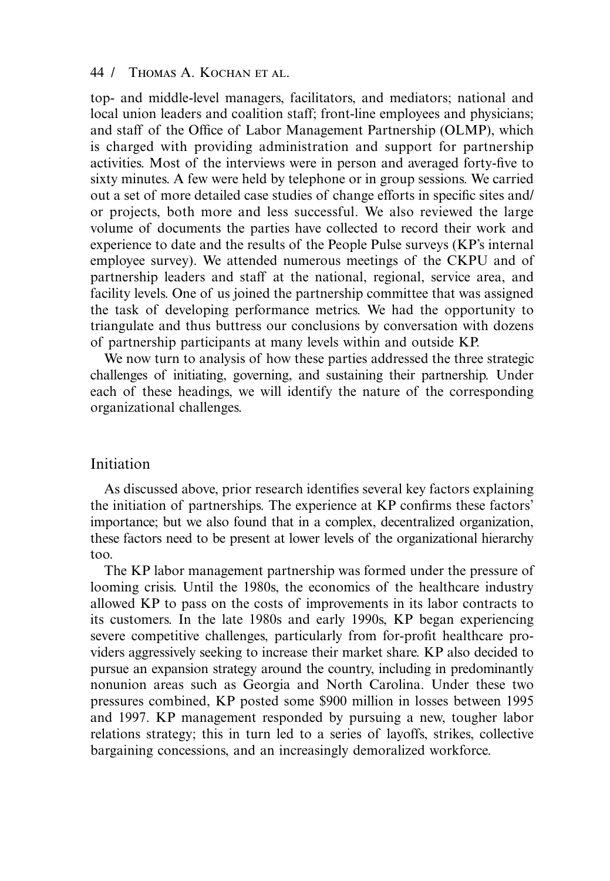top- and middle-level managers, facilitators, and mediators; national and local union leaders and coalition staff; front-line employees and physicians; and staff of the Office of Labor Management Partnership (OLMP), which is charged with providing administration and support for partnership activities. Most of the interviews were in person and averaged forty-five to sixty minutes. A few were held by telephone or in group sessions. We carried out a set of more detailed case studies of change efforts in specific sites and/or projects, both more and less successful. We also reviewed the large volume of documents the parties have collected to record their work and experience to date and the results of the People Pulse surveys (KP's internal employee survey). We attended numerous meetings of the CKPU and of partnership leaders and staff at the national, regional, service area, and facility levels. One of us joined the partnership committee that was assigned the task of developing performance metrics. We had the opportunity to triangulate and thus buttress our conclusions by conversation with dozens of partnership participants at many levels within and outside KP.

We now turn to analysis of how these parties addressed the three strategic challenges of initiating, governing, and sustaining their partnership. Under each of these headings, we will identify the nature of the corresponding organizational challenges.

## Initiation

As discussed above, prior research identifies several key factors explaining the initiation of partnerships. The experience at KP confirms these factors' importance; but we also found that in a complex, decentralized organization, these factors need to be present at lower levels of the organizational hierarchy too.

The KP labor management partnership was formed under the pressure of looming crisis. Until the 1980s, the economics of the healthcare industry allowed KP to pass on the costs of improvements in its labor contracts to its customers. In the late 1980s and early 1990s, KP began experiencing severe competitive challenges, particularly from for-profit healthcare providers aggressively seeking to increase their market share. KP also decided to pursue an expansion strategy around the country, including in predominantly nonunion areas such as Georgia and North Carolina. Under these two pressures combined, KP posted some $900 million in losses between 1995 and 1997. KP management responded by pursuing a new, tougher labor relations strategy; this in turn led to a series of layoffs, strikes, collective bargaining concessions, and an increasingly demoralized workforce.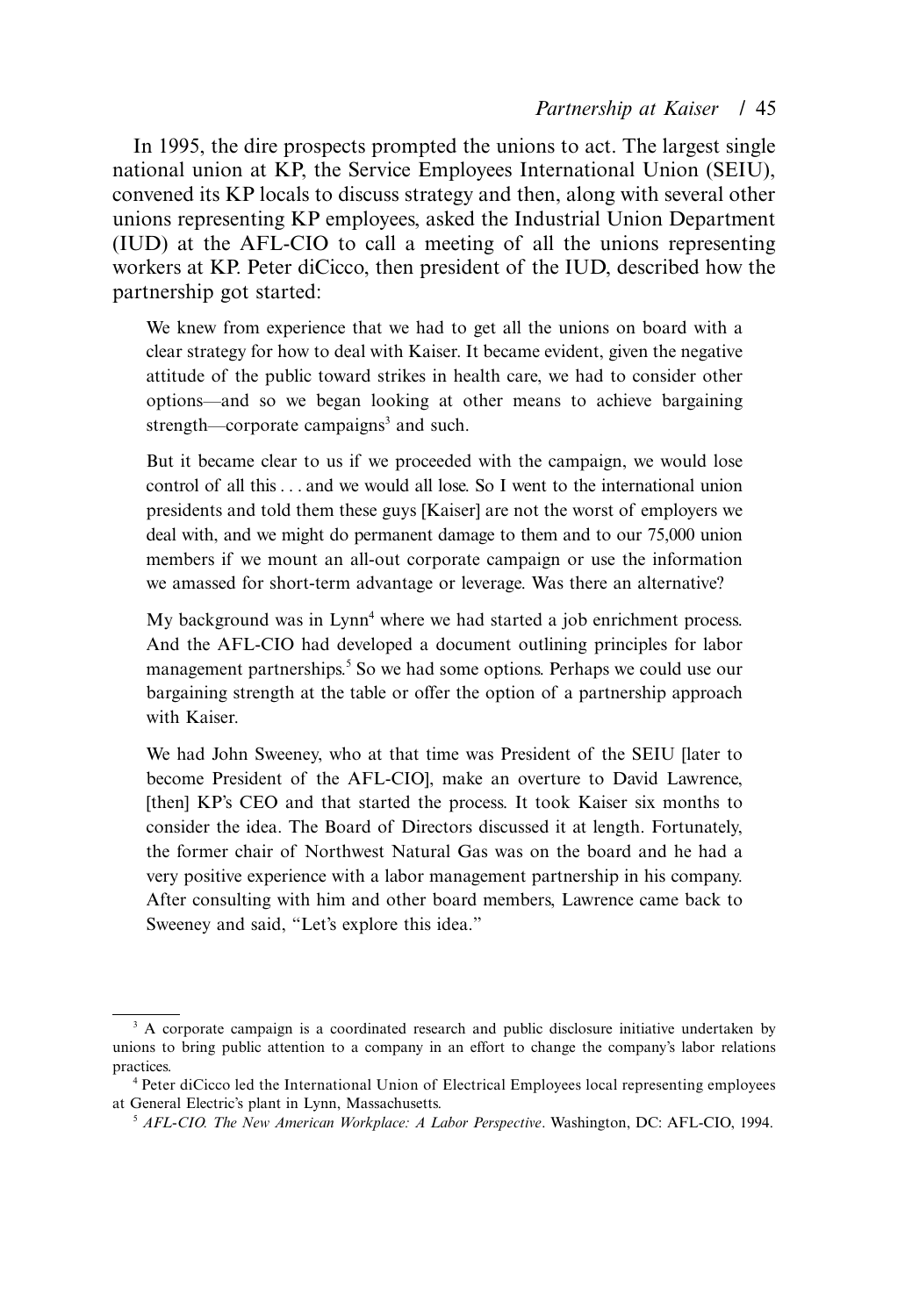In 1995, the dire prospects prompted the unions to act. The largest single national union at KP, the Service Employees International Union (SEIU), convened its KP locals to discuss strategy and then, along with several other unions representing KP employees, asked the Industrial Union Department (IUD) at the AFL-CIO to call a meeting of all the unions representing workers at KP. Peter diCicco, then president of the IUD, described how the partnership got started:

> We knew from experience that we had to get all the unions on board with a clear strategy for how to deal with Kaiser. It became evident, given the negative attitude of the public toward strikes in health care, we had to consider other options—and so we began looking at other means to achieve bargaining strength—corporate campaigns[3] and such.
>
> But it became clear to us if we proceeded with the campaign, we would lose control of all this . . . and we would all lose. So I went to the international union presidents and told them these guys [Kaiser] are not the worst of employers we deal with, and we might do permanent damage to them and to our 75,000 union members if we mount an all-out corporate campaign or use the information we amassed for short-term advantage or leverage. Was there an alternative?
>
> My background was in Lynn[4] where we had started a job enrichment process. And the AFL-CIO had developed a document outlining principles for labor management partnerships.[5] So we had some options. Perhaps we could use our bargaining strength at the table or offer the option of a partnership approach with Kaiser.
>
> We had John Sweeney, who at that time was President of the SEIU [later to become President of the AFL-CIO], make an overture to David Lawrence, [then] KP's CEO and that started the process. It took Kaiser six months to consider the idea. The Board of Directors discussed it at length. Fortunately, the former chair of Northwest Natural Gas was on the board and he had a very positive experience with a labor management partnership in his company. After consulting with him and other board members, Lawrence came back to Sweeney and said, "Let's explore this idea."

---

[3] A corporate campaign is a coordinated research and public disclosure initiative undertaken by unions to bring public attention to a company in an effort to change the company's labor relations practices.

[4] Peter diCicco led the International Union of Electrical Employees local representing employees at General Electric's plant in Lynn, Massachusetts.

[5] *AFL-CIO. The New American Workplace: A Labor Perspective*. Washington, DC: AFL-CIO, 1994.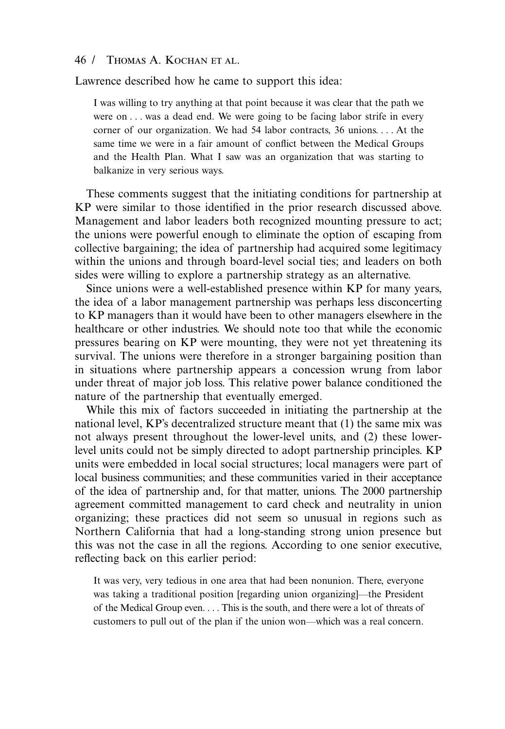Lawrence described how he came to support this idea:

> I was willing to try anything at that point because it was clear that the path we were on . . . was a dead end. We were going to be facing labor strife in every corner of our organization. We had 54 labor contracts, 36 unions. . . . At the same time we were in a fair amount of conflict between the Medical Groups and the Health Plan. What I saw was an organization that was starting to balkanize in very serious ways.

These comments suggest that the initiating conditions for partnership at KP were similar to those identified in the prior research discussed above. Management and labor leaders both recognized mounting pressure to act; the unions were powerful enough to eliminate the option of escaping from collective bargaining; the idea of partnership had acquired some legitimacy within the unions and through board-level social ties; and leaders on both sides were willing to explore a partnership strategy as an alternative.

Since unions were a well-established presence within KP for many years, the idea of a labor management partnership was perhaps less disconcerting to KP managers than it would have been to other managers elsewhere in the healthcare or other industries. We should note too that while the economic pressures bearing on KP were mounting, they were not yet threatening its survival. The unions were therefore in a stronger bargaining position than in situations where partnership appears a concession wrung from labor under threat of major job loss. This relative power balance conditioned the nature of the partnership that eventually emerged.

While this mix of factors succeeded in initiating the partnership at the national level, KP's decentralized structure meant that (1) the same mix was not always present throughout the lower-level units, and (2) these lower-level units could not be simply directed to adopt partnership principles. KP units were embedded in local social structures; local managers were part of local business communities; and these communities varied in their acceptance of the idea of partnership and, for that matter, unions. The 2000 partnership agreement committed management to card check and neutrality in union organizing; these practices did not seem so unusual in regions such as Northern California that had a long-standing strong union presence but this was not the case in all the regions. According to one senior executive, reflecting back on this earlier period:

> It was very, very tedious in one area that had been nonunion. There, everyone was taking a traditional position [regarding union organizing]—the President of the Medical Group even. . . . This is the south, and there were a lot of threats of customers to pull out of the plan if the union won—which was a real concern.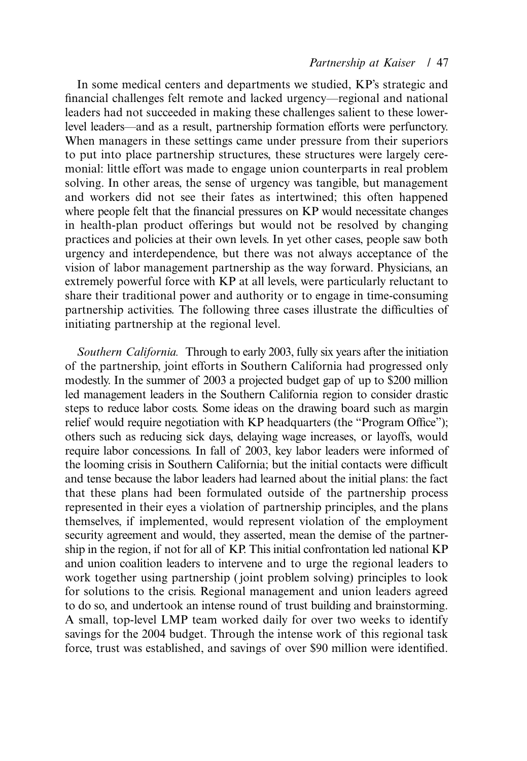In some medical centers and departments we studied, KP's strategic and financial challenges felt remote and lacked urgency—regional and national leaders had not succeeded in making these challenges salient to these lower-level leaders—and as a result, partnership formation efforts were perfunctory. When managers in these settings came under pressure from their superiors to put into place partnership structures, these structures were largely ceremonial: little effort was made to engage union counterparts in real problem solving. In other areas, the sense of urgency was tangible, but management and workers did not see their fates as intertwined; this often happened where people felt that the financial pressures on KP would necessitate changes in health-plan product offerings but would not be resolved by changing practices and policies at their own levels. In yet other cases, people saw both urgency and interdependence, but there was not always acceptance of the vision of labor management partnership as the way forward. Physicians, an extremely powerful force with KP at all levels, were particularly reluctant to share their traditional power and authority or to engage in time-consuming partnership activities. The following three cases illustrate the difficulties of initiating partnership at the regional level.

*Southern California.* Through to early 2003, fully six years after the initiation of the partnership, joint efforts in Southern California had progressed only modestly. In the summer of 2003 a projected budget gap of up to $200 million led management leaders in the Southern California region to consider drastic steps to reduce labor costs. Some ideas on the drawing board such as margin relief would require negotiation with KP headquarters (the "Program Office"); others such as reducing sick days, delaying wage increases, or layoffs, would require labor concessions. In fall of 2003, key labor leaders were informed of the looming crisis in Southern California; but the initial contacts were difficult and tense because the labor leaders had learned about the initial plans: the fact that these plans had been formulated outside of the partnership process represented in their eyes a violation of partnership principles, and the plans themselves, if implemented, would represent violation of the employment security agreement and would, they asserted, mean the demise of the partnership in the region, if not for all of KP. This initial confrontation led national KP and union coalition leaders to intervene and to urge the regional leaders to work together using partnership (joint problem solving) principles to look for solutions to the crisis. Regional management and union leaders agreed to do so, and undertook an intense round of trust building and brainstorming. A small, top-level LMP team worked daily for over two weeks to identify savings for the 2004 budget. Through the intense work of this regional task force, trust was established, and savings of over $90 million were identified.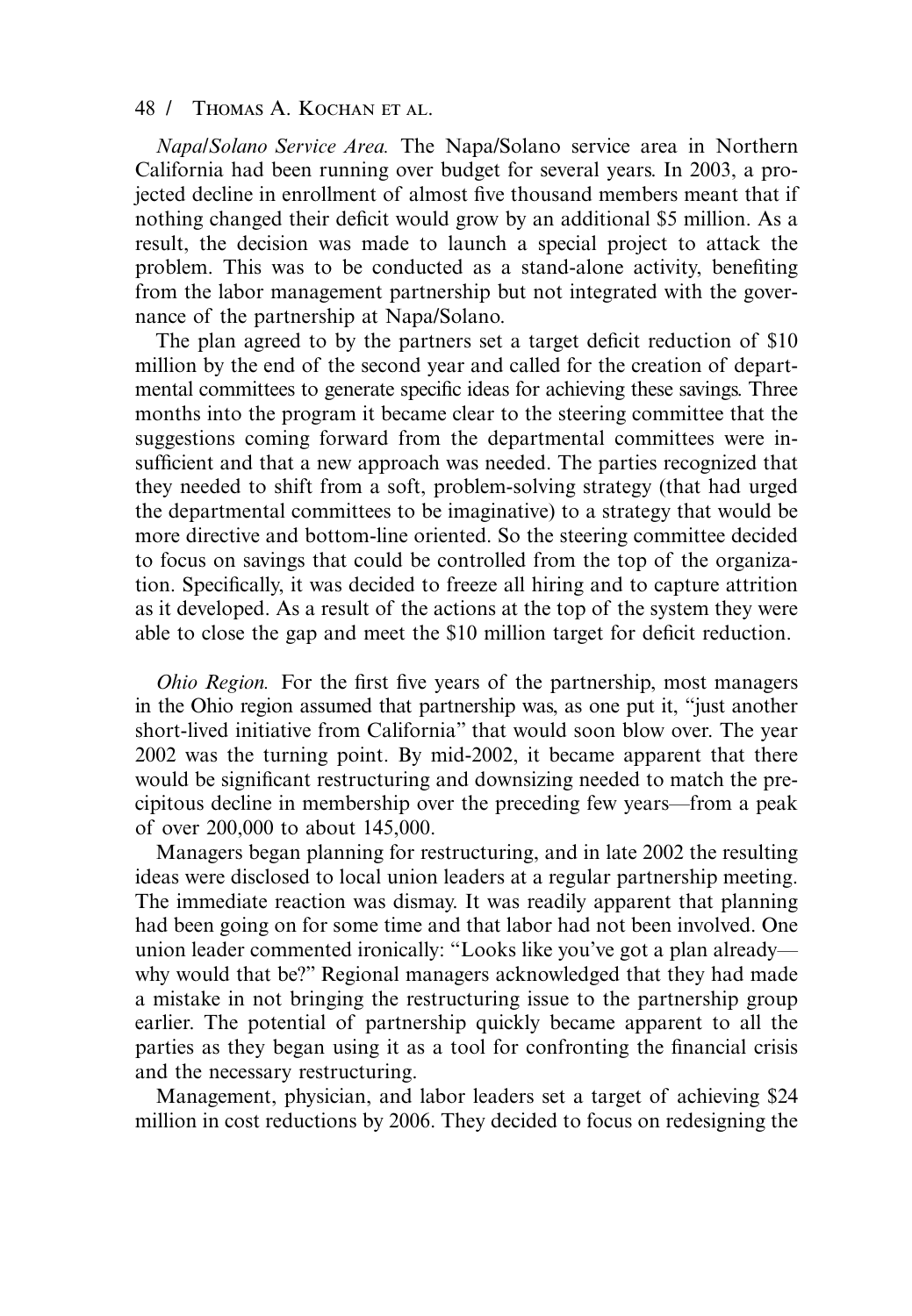*Napa/Solano Service Area.* The Napa/Solano service area in Northern California had been running over budget for several years. In 2003, a projected decline in enrollment of almost five thousand members meant that if nothing changed their deficit would grow by an additional $5 million. As a result, the decision was made to launch a special project to attack the problem. This was to be conducted as a stand-alone activity, benefiting from the labor management partnership but not integrated with the governance of the partnership at Napa/Solano.

The plan agreed to by the partners set a target deficit reduction of $10 million by the end of the second year and called for the creation of departmental committees to generate specific ideas for achieving these savings. Three months into the program it became clear to the steering committee that the suggestions coming forward from the departmental committees were insufficient and that a new approach was needed. The parties recognized that they needed to shift from a soft, problem-solving strategy (that had urged the departmental committees to be imaginative) to a strategy that would be more directive and bottom-line oriented. So the steering committee decided to focus on savings that could be controlled from the top of the organization. Specifically, it was decided to freeze all hiring and to capture attrition as it developed. As a result of the actions at the top of the system they were able to close the gap and meet the $10 million target for deficit reduction.

*Ohio Region.* For the first five years of the partnership, most managers in the Ohio region assumed that partnership was, as one put it, "just another short-lived initiative from California" that would soon blow over. The year 2002 was the turning point. By mid-2002, it became apparent that there would be significant restructuring and downsizing needed to match the precipitous decline in membership over the preceding few years—from a peak of over 200,000 to about 145,000.

Managers began planning for restructuring, and in late 2002 the resulting ideas were disclosed to local union leaders at a regular partnership meeting. The immediate reaction was dismay. It was readily apparent that planning had been going on for some time and that labor had not been involved. One union leader commented ironically: "Looks like you've got a plan already—why would that be?" Regional managers acknowledged that they had made a mistake in not bringing the restructuring issue to the partnership group earlier. The potential of partnership quickly became apparent to all the parties as they began using it as a tool for confronting the financial crisis and the necessary restructuring.

Management, physician, and labor leaders set a target of achieving $24 million in cost reductions by 2006. They decided to focus on redesigning the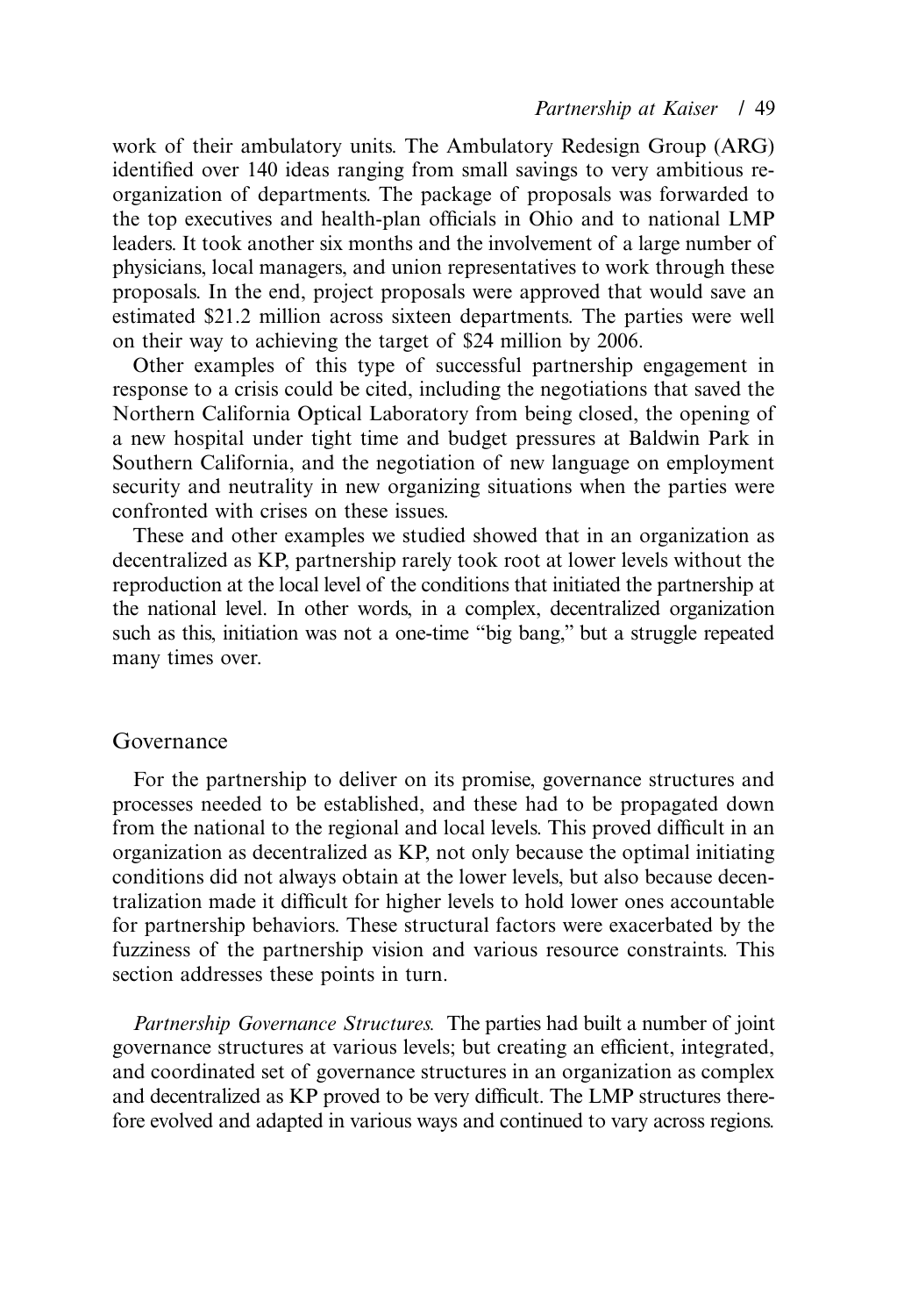work of their ambulatory units. The Ambulatory Redesign Group (ARG) identified over 140 ideas ranging from small savings to very ambitious reorganization of departments. The package of proposals was forwarded to the top executives and health-plan officials in Ohio and to national LMP leaders. It took another six months and the involvement of a large number of physicians, local managers, and union representatives to work through these proposals. In the end, project proposals were approved that would save an estimated $21.2 million across sixteen departments. The parties were well on their way to achieving the target of $24 million by 2006.

Other examples of this type of successful partnership engagement in response to a crisis could be cited, including the negotiations that saved the Northern California Optical Laboratory from being closed, the opening of a new hospital under tight time and budget pressures at Baldwin Park in Southern California, and the negotiation of new language on employment security and neutrality in new organizing situations when the parties were confronted with crises on these issues.

These and other examples we studied showed that in an organization as decentralized as KP, partnership rarely took root at lower levels without the reproduction at the local level of the conditions that initiated the partnership at the national level. In other words, in a complex, decentralized organization such as this, initiation was not a one-time "big bang," but a struggle repeated many times over.

## Governance

For the partnership to deliver on its promise, governance structures and processes needed to be established, and these had to be propagated down from the national to the regional and local levels. This proved difficult in an organization as decentralized as KP, not only because the optimal initiating conditions did not always obtain at the lower levels, but also because decentralization made it difficult for higher levels to hold lower ones accountable for partnership behaviors. These structural factors were exacerbated by the fuzziness of the partnership vision and various resource constraints. This section addresses these points in turn.

*Partnership Governance Structures.* The parties had built a number of joint governance structures at various levels; but creating an efficient, integrated, and coordinated set of governance structures in an organization as complex and decentralized as KP proved to be very difficult. The LMP structures therefore evolved and adapted in various ways and continued to vary across regions.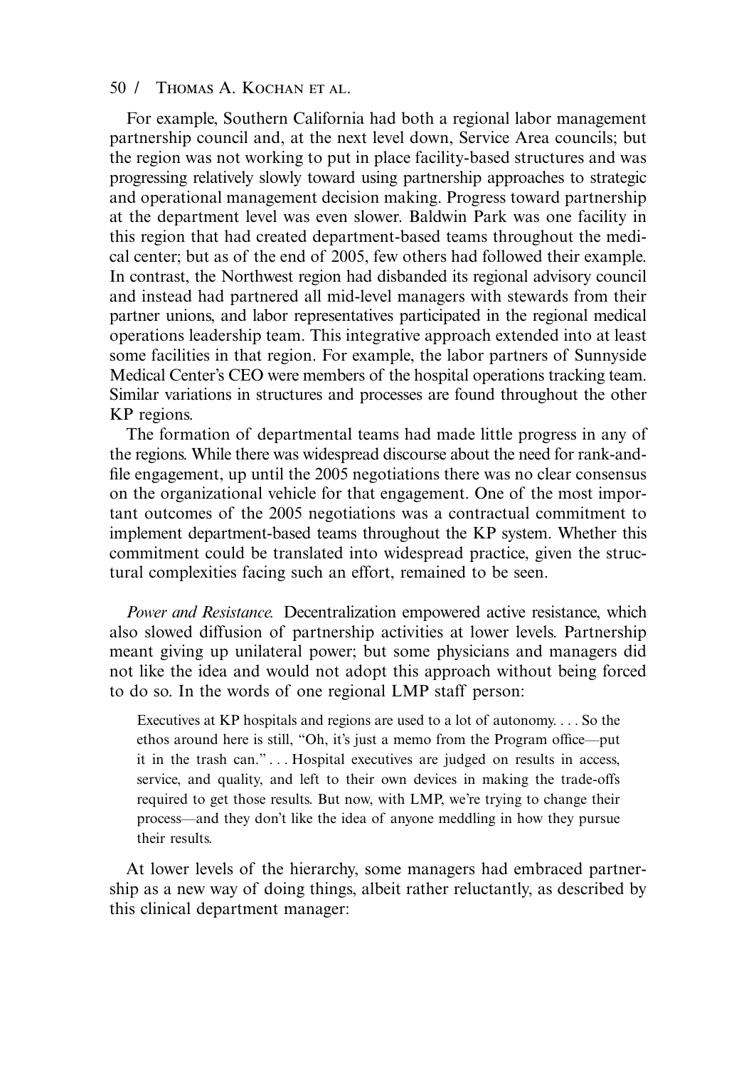For example, Southern California had both a regional labor management partnership council and, at the next level down, Service Area councils; but the region was not working to put in place facility-based structures and was progressing relatively slowly toward using partnership approaches to strategic and operational management decision making. Progress toward partnership at the department level was even slower. Baldwin Park was one facility in this region that had created department-based teams throughout the medical center; but as of the end of 2005, few others had followed their example. In contrast, the Northwest region had disbanded its regional advisory council and instead had partnered all mid-level managers with stewards from their partner unions, and labor representatives participated in the regional medical operations leadership team. This integrative approach extended into at least some facilities in that region. For example, the labor partners of Sunnyside Medical Center's CEO were members of the hospital operations tracking team. Similar variations in structures and processes are found throughout the other KP regions.

The formation of departmental teams had made little progress in any of the regions. While there was widespread discourse about the need for rank-and-file engagement, up until the 2005 negotiations there was no clear consensus on the organizational vehicle for that engagement. One of the most important outcomes of the 2005 negotiations was a contractual commitment to implement department-based teams throughout the KP system. Whether this commitment could be translated into widespread practice, given the structural complexities facing such an effort, remained to be seen.

*Power and Resistance.* Decentralization empowered active resistance, which also slowed diffusion of partnership activities at lower levels. Partnership meant giving up unilateral power; but some physicians and managers did not like the idea and would not adopt this approach without being forced to do so. In the words of one regional LMP staff person:

> Executives at KP hospitals and regions are used to a lot of autonomy. . . . So the ethos around here is still, "Oh, it's just a memo from the Program office—put it in the trash can." . . . Hospital executives are judged on results in access, service, and quality, and left to their own devices in making the trade-offs required to get those results. But now, with LMP, we're trying to change their process—and they don't like the idea of anyone meddling in how they pursue their results.

At lower levels of the hierarchy, some managers had embraced partnership as a new way of doing things, albeit rather reluctantly, as described by this clinical department manager: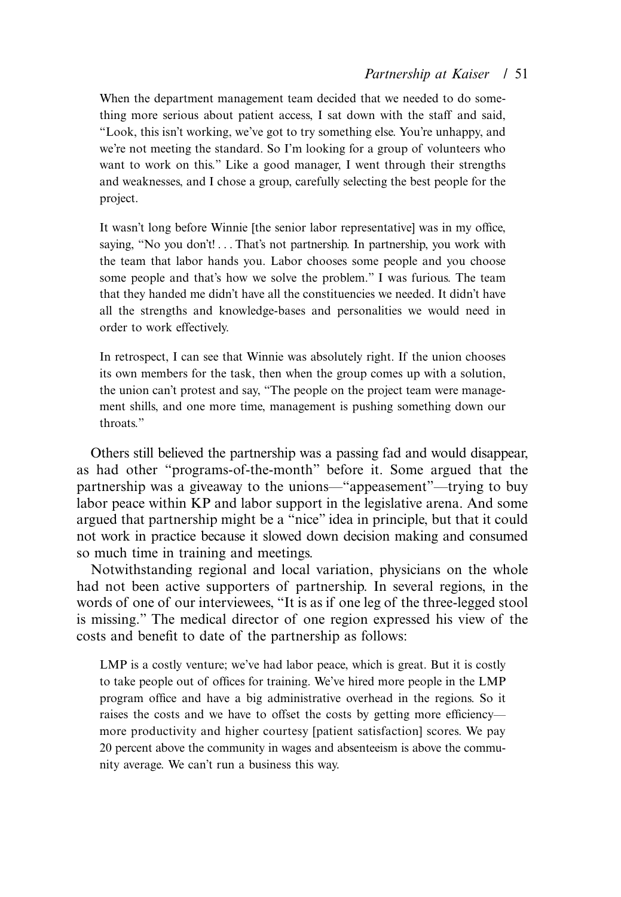> When the department management team decided that we needed to do something more serious about patient access, I sat down with the staff and said, "Look, this isn't working, we've got to try something else. You're unhappy, and we're not meeting the standard. So I'm looking for a group of volunteers who want to work on this." Like a good manager, I went through their strengths and weaknesses, and I chose a group, carefully selecting the best people for the project.
>
> It wasn't long before Winnie [the senior labor representative] was in my office, saying, "No you don't! . . . That's not partnership. In partnership, you work with the team that labor hands you. Labor chooses some people and you choose some people and that's how we solve the problem." I was furious. The team that they handed me didn't have all the constituencies we needed. It didn't have all the strengths and knowledge-bases and personalities we would need in order to work effectively.
>
> In retrospect, I can see that Winnie was absolutely right. If the union chooses its own members for the task, then when the group comes up with a solution, the union can't protest and say, "The people on the project team were management shills, and one more time, management is pushing something down our throats."

Others still believed the partnership was a passing fad and would disappear, as had other "programs-of-the-month" before it. Some argued that the partnership was a giveaway to the unions—"appeasement"—trying to buy labor peace within KP and labor support in the legislative arena. And some argued that partnership might be a "nice" idea in principle, but that it could not work in practice because it slowed down decision making and consumed so much time in training and meetings.

Notwithstanding regional and local variation, physicians on the whole had not been active supporters of partnership. In several regions, in the words of one of our interviewees, "It is as if one leg of the three-legged stool is missing." The medical director of one region expressed his view of the costs and benefit to date of the partnership as follows:

> LMP is a costly venture; we've had labor peace, which is great. But it is costly to take people out of offices for training. We've hired more people in the LMP program office and have a big administrative overhead in the regions. So it raises the costs and we have to offset the costs by getting more efficiency—more productivity and higher courtesy [patient satisfaction] scores. We pay 20 percent above the community in wages and absenteeism is above the community average. We can't run a business this way.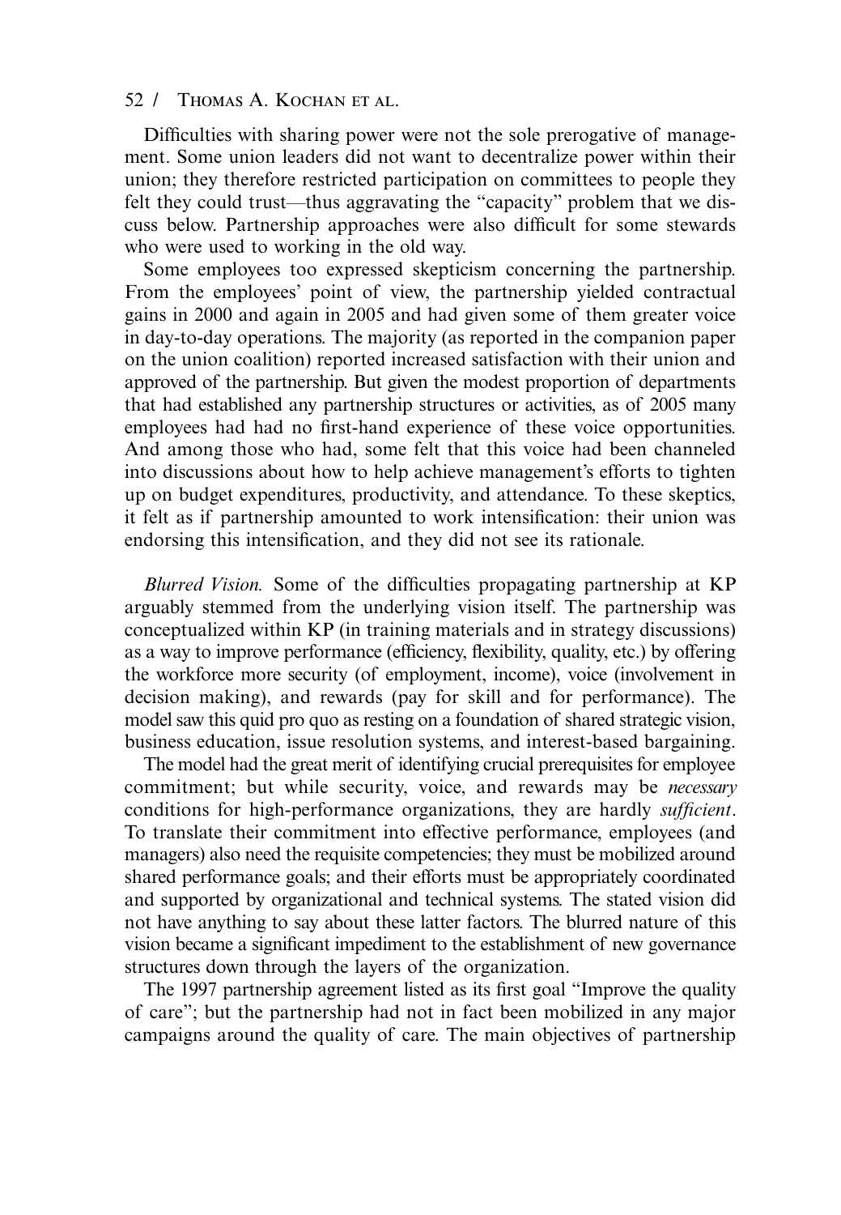Difficulties with sharing power were not the sole prerogative of management. Some union leaders did not want to decentralize power within their union; they therefore restricted participation on committees to people they felt they could trust—thus aggravating the "capacity" problem that we discuss below. Partnership approaches were also difficult for some stewards who were used to working in the old way.

Some employees too expressed skepticism concerning the partnership. From the employees' point of view, the partnership yielded contractual gains in 2000 and again in 2005 and had given some of them greater voice in day-to-day operations. The majority (as reported in the companion paper on the union coalition) reported increased satisfaction with their union and approved of the partnership. But given the modest proportion of departments that had established any partnership structures or activities, as of 2005 many employees had had no first-hand experience of these voice opportunities. And among those who had, some felt that this voice had been channeled into discussions about how to help achieve management's efforts to tighten up on budget expenditures, productivity, and attendance. To these skeptics, it felt as if partnership amounted to work intensification: their union was endorsing this intensification, and they did not see its rationale.

*Blurred Vision.* Some of the difficulties propagating partnership at KP arguably stemmed from the underlying vision itself. The partnership was conceptualized within KP (in training materials and in strategy discussions) as a way to improve performance (efficiency, flexibility, quality, etc.) by offering the workforce more security (of employment, income), voice (involvement in decision making), and rewards (pay for skill and for performance). The model saw this quid pro quo as resting on a foundation of shared strategic vision, business education, issue resolution systems, and interest-based bargaining.

The model had the great merit of identifying crucial prerequisites for employee commitment; but while security, voice, and rewards may be *necessary* conditions for high-performance organizations, they are hardly *sufficient*. To translate their commitment into effective performance, employees (and managers) also need the requisite competencies; they must be mobilized around shared performance goals; and their efforts must be appropriately coordinated and supported by organizational and technical systems. The stated vision did not have anything to say about these latter factors. The blurred nature of this vision became a significant impediment to the establishment of new governance structures down through the layers of the organization.

The 1997 partnership agreement listed as its first goal "Improve the quality of care"; but the partnership had not in fact been mobilized in any major campaigns around the quality of care. The main objectives of partnership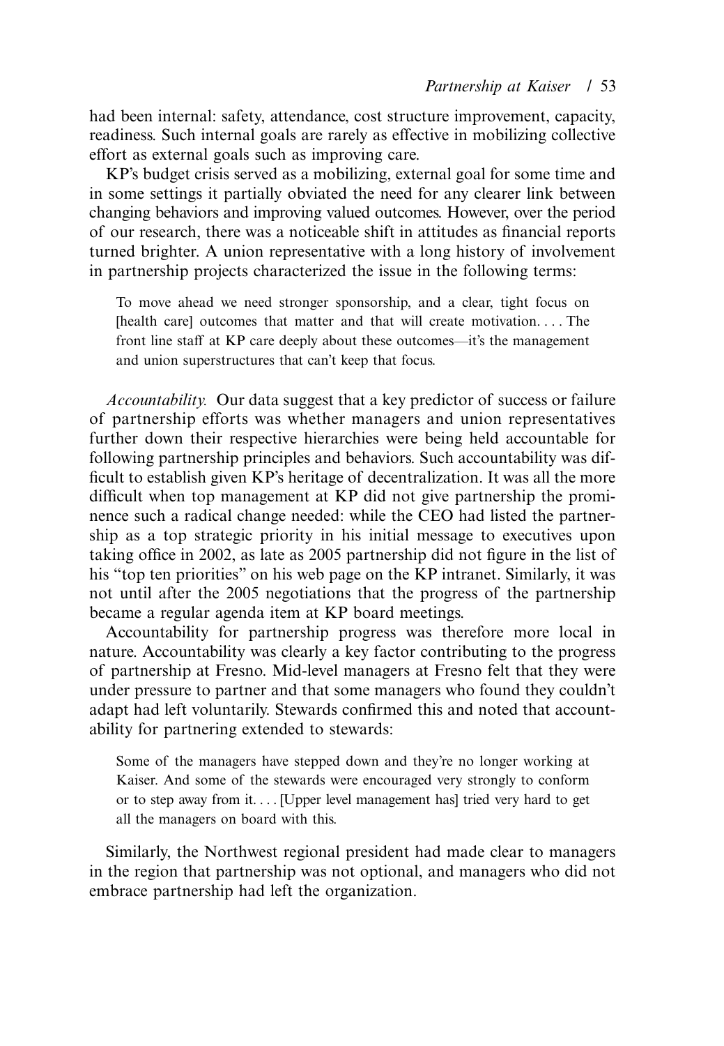had been internal: safety, attendance, cost structure improvement, capacity, readiness. Such internal goals are rarely as effective in mobilizing collective effort as external goals such as improving care.

KP's budget crisis served as a mobilizing, external goal for some time and in some settings it partially obviated the need for any clearer link between changing behaviors and improving valued outcomes. However, over the period of our research, there was a noticeable shift in attitudes as financial reports turned brighter. A union representative with a long history of involvement in partnership projects characterized the issue in the following terms:

> To move ahead we need stronger sponsorship, and a clear, tight focus on [health care] outcomes that matter and that will create motivation. . . . The front line staff at KP care deeply about these outcomes—it's the management and union superstructures that can't keep that focus.

*Accountability.* Our data suggest that a key predictor of success or failure of partnership efforts was whether managers and union representatives further down their respective hierarchies were being held accountable for following partnership principles and behaviors. Such accountability was difficult to establish given KP's heritage of decentralization. It was all the more difficult when top management at KP did not give partnership the prominence such a radical change needed: while the CEO had listed the partnership as a top strategic priority in his initial message to executives upon taking office in 2002, as late as 2005 partnership did not figure in the list of his "top ten priorities" on his web page on the KP intranet. Similarly, it was not until after the 2005 negotiations that the progress of the partnership became a regular agenda item at KP board meetings.

Accountability for partnership progress was therefore more local in nature. Accountability was clearly a key factor contributing to the progress of partnership at Fresno. Mid-level managers at Fresno felt that they were under pressure to partner and that some managers who found they couldn't adapt had left voluntarily. Stewards confirmed this and noted that accountability for partnering extended to stewards:

> Some of the managers have stepped down and they're no longer working at Kaiser. And some of the stewards were encouraged very strongly to conform or to step away from it. . . . [Upper level management has] tried very hard to get all the managers on board with this.

Similarly, the Northwest regional president had made clear to managers in the region that partnership was not optional, and managers who did not embrace partnership had left the organization.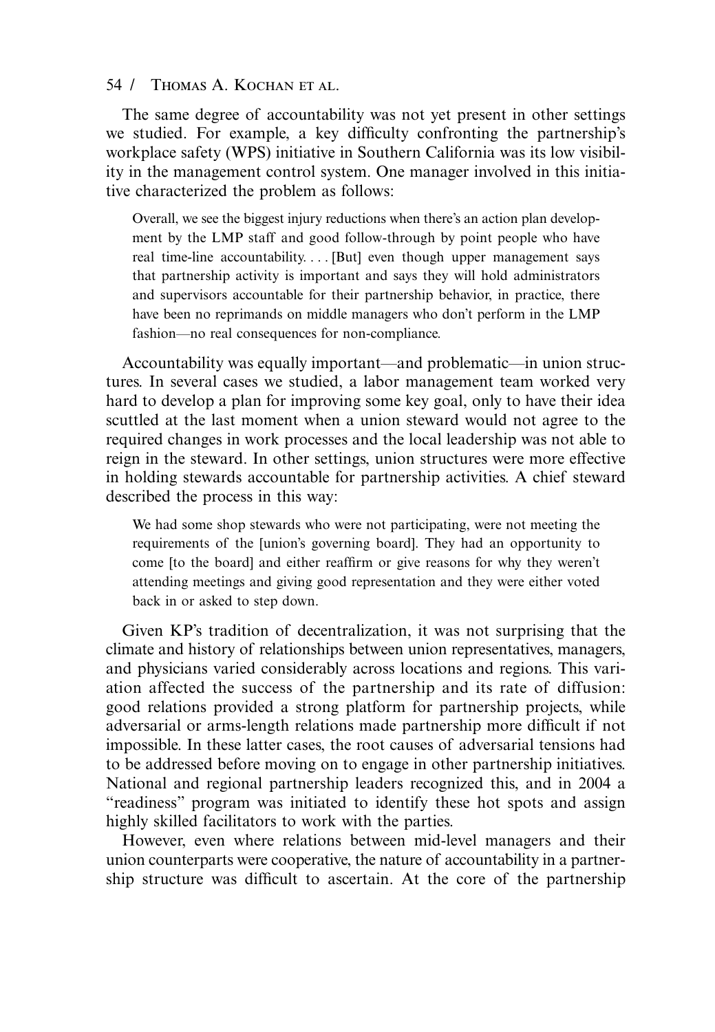The same degree of accountability was not yet present in other settings we studied. For example, a key difficulty confronting the partnership's workplace safety (WPS) initiative in Southern California was its low visibility in the management control system. One manager involved in this initiative characterized the problem as follows:

> Overall, we see the biggest injury reductions when there's an action plan development by the LMP staff and good follow-through by point people who have real time-line accountability. . . . [But] even though upper management says that partnership activity is important and says they will hold administrators and supervisors accountable for their partnership behavior, in practice, there have been no reprimands on middle managers who don't perform in the LMP fashion—no real consequences for non-compliance.

Accountability was equally important—and problematic—in union structures. In several cases we studied, a labor management team worked very hard to develop a plan for improving some key goal, only to have their idea scuttled at the last moment when a union steward would not agree to the required changes in work processes and the local leadership was not able to reign in the steward. In other settings, union structures were more effective in holding stewards accountable for partnership activities. A chief steward described the process in this way:

> We had some shop stewards who were not participating, were not meeting the requirements of the [union's governing board]. They had an opportunity to come [to the board] and either reaffirm or give reasons for why they weren't attending meetings and giving good representation and they were either voted back in or asked to step down.

Given KP's tradition of decentralization, it was not surprising that the climate and history of relationships between union representatives, managers, and physicians varied considerably across locations and regions. This variation affected the success of the partnership and its rate of diffusion: good relations provided a strong platform for partnership projects, while adversarial or arms-length relations made partnership more difficult if not impossible. In these latter cases, the root causes of adversarial tensions had to be addressed before moving on to engage in other partnership initiatives. National and regional partnership leaders recognized this, and in 2004 a "readiness" program was initiated to identify these hot spots and assign highly skilled facilitators to work with the parties.

However, even where relations between mid-level managers and their union counterparts were cooperative, the nature of accountability in a partnership structure was difficult to ascertain. At the core of the partnership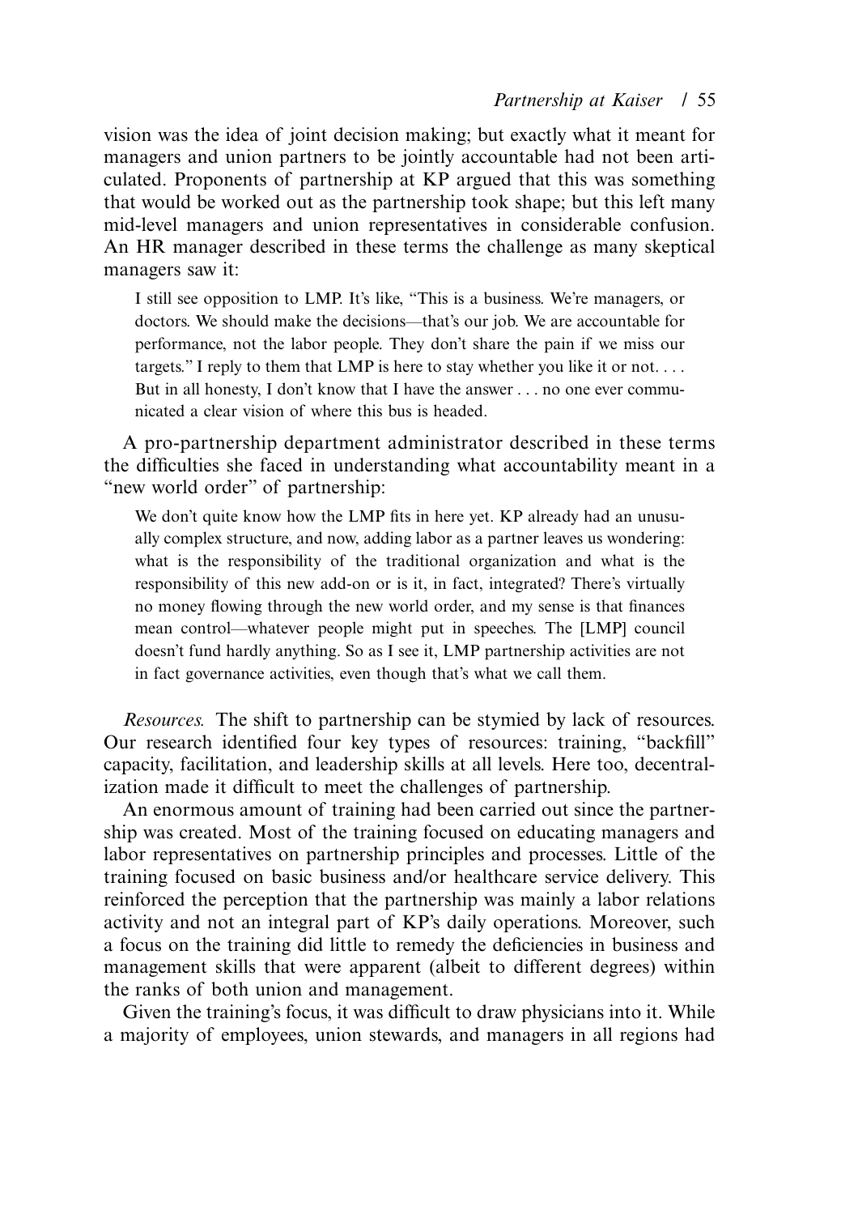vision was the idea of joint decision making; but exactly what it meant for managers and union partners to be jointly accountable had not been articulated. Proponents of partnership at KP argued that this was something that would be worked out as the partnership took shape; but this left many mid-level managers and union representatives in considerable confusion. An HR manager described in these terms the challenge as many skeptical managers saw it:

> I still see opposition to LMP. It's like, "This is a business. We're managers, or doctors. We should make the decisions—that's our job. We are accountable for performance, not the labor people. They don't share the pain if we miss our targets." I reply to them that LMP is here to stay whether you like it or not. . . . But in all honesty, I don't know that I have the answer . . . no one ever communicated a clear vision of where this bus is headed.

A pro-partnership department administrator described in these terms the difficulties she faced in understanding what accountability meant in a "new world order" of partnership:

> We don't quite know how the LMP fits in here yet. KP already had an unusually complex structure, and now, adding labor as a partner leaves us wondering: what is the responsibility of the traditional organization and what is the responsibility of this new add-on or is it, in fact, integrated? There's virtually no money flowing through the new world order, and my sense is that finances mean control—whatever people might put in speeches. The [LMP] council doesn't fund hardly anything. So as I see it, LMP partnership activities are not in fact governance activities, even though that's what we call them.

*Resources.* The shift to partnership can be stymied by lack of resources. Our research identified four key types of resources: training, "backfill" capacity, facilitation, and leadership skills at all levels. Here too, decentralization made it difficult to meet the challenges of partnership.

An enormous amount of training had been carried out since the partnership was created. Most of the training focused on educating managers and labor representatives on partnership principles and processes. Little of the training focused on basic business and/or healthcare service delivery. This reinforced the perception that the partnership was mainly a labor relations activity and not an integral part of KP's daily operations. Moreover, such a focus on the training did little to remedy the deficiencies in business and management skills that were apparent (albeit to different degrees) within the ranks of both union and management.

Given the training's focus, it was difficult to draw physicians into it. While a majority of employees, union stewards, and managers in all regions had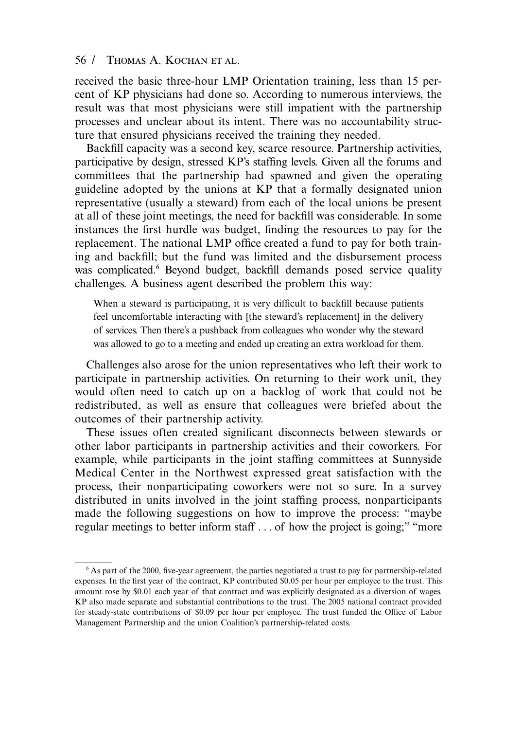received the basic three-hour LMP Orientation training, less than 15 percent of KP physicians had done so. According to numerous interviews, the result was that most physicians were still impatient with the partnership processes and unclear about its intent. There was no accountability structure that ensured physicians received the training they needed.

Backfill capacity was a second key, scarce resource. Partnership activities, participative by design, stressed KP's staffing levels. Given all the forums and committees that the partnership had spawned and given the operating guideline adopted by the unions at KP that a formally designated union representative (usually a steward) from each of the local unions be present at all of these joint meetings, the need for backfill was considerable. In some instances the first hurdle was budget, finding the resources to pay for the replacement. The national LMP office created a fund to pay for both training and backfill; but the fund was limited and the disbursement process was complicated.[6] Beyond budget, backfill demands posed service quality challenges. A business agent described the problem this way:

> When a steward is participating, it is very difficult to backfill because patients feel uncomfortable interacting with [the steward's replacement] in the delivery of services. Then there's a pushback from colleagues who wonder why the steward was allowed to go to a meeting and ended up creating an extra workload for them.

Challenges also arose for the union representatives who left their work to participate in partnership activities. On returning to their work unit, they would often need to catch up on a backlog of work that could not be redistributed, as well as ensure that colleagues were briefed about the outcomes of their partnership activity.

These issues often created significant disconnects between stewards or other labor participants in partnership activities and their coworkers. For example, while participants in the joint staffing committees at Sunnyside Medical Center in the Northwest expressed great satisfaction with the process, their nonparticipating coworkers were not so sure. In a survey distributed in units involved in the joint staffing process, nonparticipants made the following suggestions on how to improve the process: "maybe regular meetings to better inform staff . . . of how the project is going;" "more

---

[6] As part of the 2000, five-year agreement, the parties negotiated a trust to pay for partnership-related expenses. In the first year of the contract, KP contributed \$0.05 per hour per employee to the trust. This amount rose by \$0.01 each year of that contract and was explicitly designated as a diversion of wages. KP also made separate and substantial contributions to the trust. The 2005 national contract provided for steady-state contributions of \$0.09 per hour per employee. The trust funded the Office of Labor Management Partnership and the union Coalition's partnership-related costs.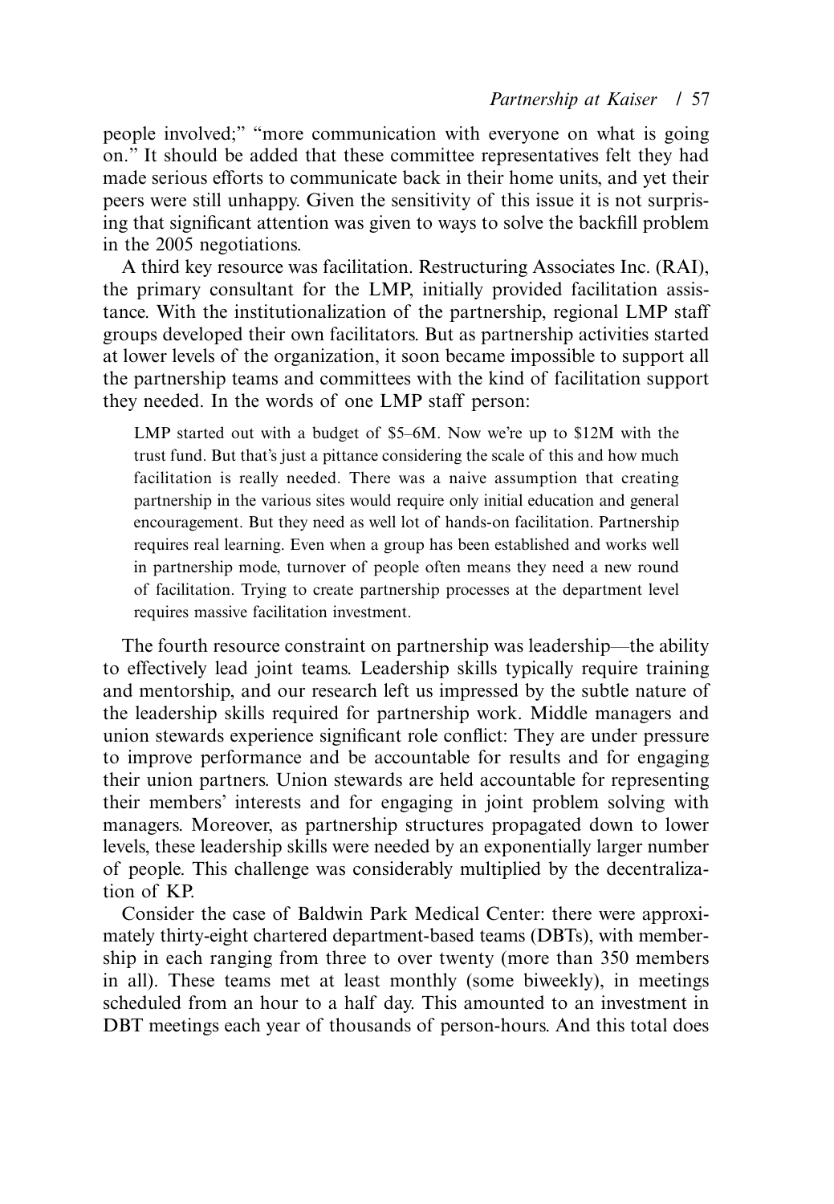people involved;" "more communication with everyone on what is going on." It should be added that these committee representatives felt they had made serious efforts to communicate back in their home units, and yet their peers were still unhappy. Given the sensitivity of this issue it is not surprising that significant attention was given to ways to solve the backfill problem in the 2005 negotiations.

A third key resource was facilitation. Restructuring Associates Inc. (RAI), the primary consultant for the LMP, initially provided facilitation assistance. With the institutionalization of the partnership, regional LMP staff groups developed their own facilitators. But as partnership activities started at lower levels of the organization, it soon became impossible to support all the partnership teams and committees with the kind of facilitation support they needed. In the words of one LMP staff person:

> LMP started out with a budget of $5–6M. Now we're up to $12M with the trust fund. But that's just a pittance considering the scale of this and how much facilitation is really needed. There was a naive assumption that creating partnership in the various sites would require only initial education and general encouragement. But they need as well lot of hands-on facilitation. Partnership requires real learning. Even when a group has been established and works well in partnership mode, turnover of people often means they need a new round of facilitation. Trying to create partnership processes at the department level requires massive facilitation investment.

The fourth resource constraint on partnership was leadership—the ability to effectively lead joint teams. Leadership skills typically require training and mentorship, and our research left us impressed by the subtle nature of the leadership skills required for partnership work. Middle managers and union stewards experience significant role conflict: They are under pressure to improve performance and be accountable for results and for engaging their union partners. Union stewards are held accountable for representing their members' interests and for engaging in joint problem solving with managers. Moreover, as partnership structures propagated down to lower levels, these leadership skills were needed by an exponentially larger number of people. This challenge was considerably multiplied by the decentralization of KP.

Consider the case of Baldwin Park Medical Center: there were approximately thirty-eight chartered department-based teams (DBTs), with membership in each ranging from three to over twenty (more than 350 members in all). These teams met at least monthly (some biweekly), in meetings scheduled from an hour to a half day. This amounted to an investment in DBT meetings each year of thousands of person-hours. And this total does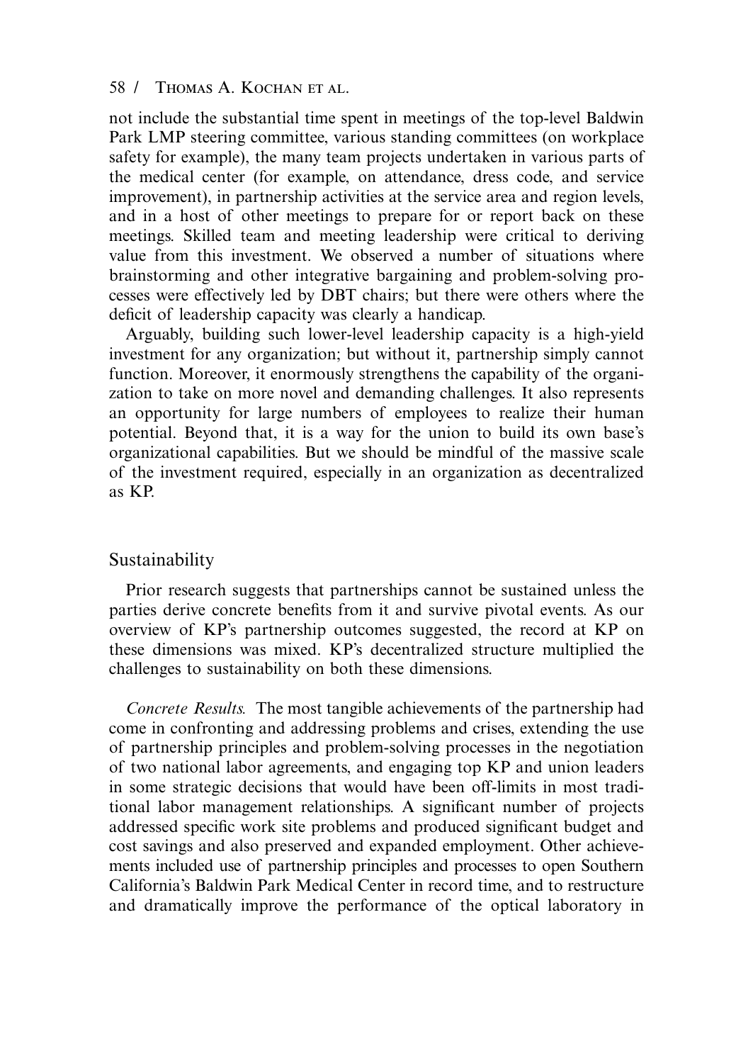not include the substantial time spent in meetings of the top-level Baldwin Park LMP steering committee, various standing committees (on workplace safety for example), the many team projects undertaken in various parts of the medical center (for example, on attendance, dress code, and service improvement), in partnership activities at the service area and region levels, and in a host of other meetings to prepare for or report back on these meetings. Skilled team and meeting leadership were critical to deriving value from this investment. We observed a number of situations where brainstorming and other integrative bargaining and problem-solving processes were effectively led by DBT chairs; but there were others where the deficit of leadership capacity was clearly a handicap.

Arguably, building such lower-level leadership capacity is a high-yield investment for any organization; but without it, partnership simply cannot function. Moreover, it enormously strengthens the capability of the organization to take on more novel and demanding challenges. It also represents an opportunity for large numbers of employees to realize their human potential. Beyond that, it is a way for the union to build its own base's organizational capabilities. But we should be mindful of the massive scale of the investment required, especially in an organization as decentralized as KP.

## Sustainability

Prior research suggests that partnerships cannot be sustained unless the parties derive concrete benefits from it and survive pivotal events. As our overview of KP's partnership outcomes suggested, the record at KP on these dimensions was mixed. KP's decentralized structure multiplied the challenges to sustainability on both these dimensions.

*Concrete Results.* The most tangible achievements of the partnership had come in confronting and addressing problems and crises, extending the use of partnership principles and problem-solving processes in the negotiation of two national labor agreements, and engaging top KP and union leaders in some strategic decisions that would have been off-limits in most traditional labor management relationships. A significant number of projects addressed specific work site problems and produced significant budget and cost savings and also preserved and expanded employment. Other achievements included use of partnership principles and processes to open Southern California's Baldwin Park Medical Center in record time, and to restructure and dramatically improve the performance of the optical laboratory in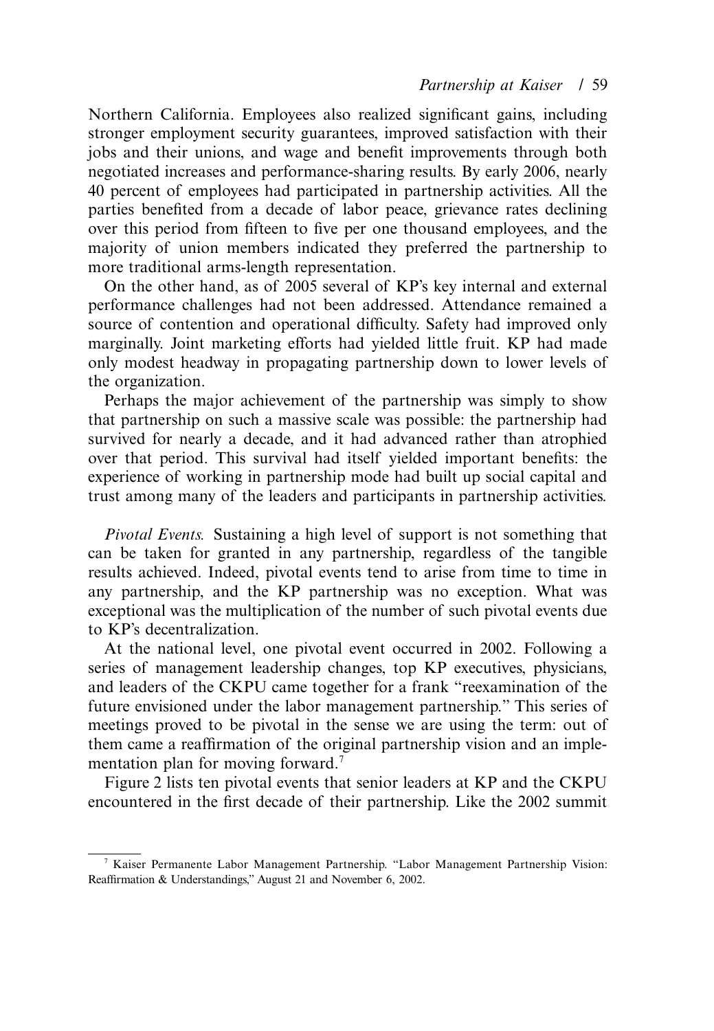Northern California. Employees also realized significant gains, including stronger employment security guarantees, improved satisfaction with their jobs and their unions, and wage and benefit improvements through both negotiated increases and performance-sharing results. By early 2006, nearly 40 percent of employees had participated in partnership activities. All the parties benefited from a decade of labor peace, grievance rates declining over this period from fifteen to five per one thousand employees, and the majority of union members indicated they preferred the partnership to more traditional arms-length representation.

On the other hand, as of 2005 several of KP's key internal and external performance challenges had not been addressed. Attendance remained a source of contention and operational difficulty. Safety had improved only marginally. Joint marketing efforts had yielded little fruit. KP had made only modest headway in propagating partnership down to lower levels of the organization.

Perhaps the major achievement of the partnership was simply to show that partnership on such a massive scale was possible: the partnership had survived for nearly a decade, and it had advanced rather than atrophied over that period. This survival had itself yielded important benefits: the experience of working in partnership mode had built up social capital and trust among many of the leaders and participants in partnership activities.

*Pivotal Events.* Sustaining a high level of support is not something that can be taken for granted in any partnership, regardless of the tangible results achieved. Indeed, pivotal events tend to arise from time to time in any partnership, and the KP partnership was no exception. What was exceptional was the multiplication of the number of such pivotal events due to KP's decentralization.

At the national level, one pivotal event occurred in 2002. Following a series of management leadership changes, top KP executives, physicians, and leaders of the CKPU came together for a frank "reexamination of the future envisioned under the labor management partnership." This series of meetings proved to be pivotal in the sense we are using the term: out of them came a reaffirmation of the original partnership vision and an implementation plan for moving forward.[7]

Figure 2 lists ten pivotal events that senior leaders at KP and the CKPU encountered in the first decade of their partnership. Like the 2002 summit

---

[7] Kaiser Permanente Labor Management Partnership. "Labor Management Partnership Vision: Reaffirmation & Understandings," August 21 and November 6, 2002.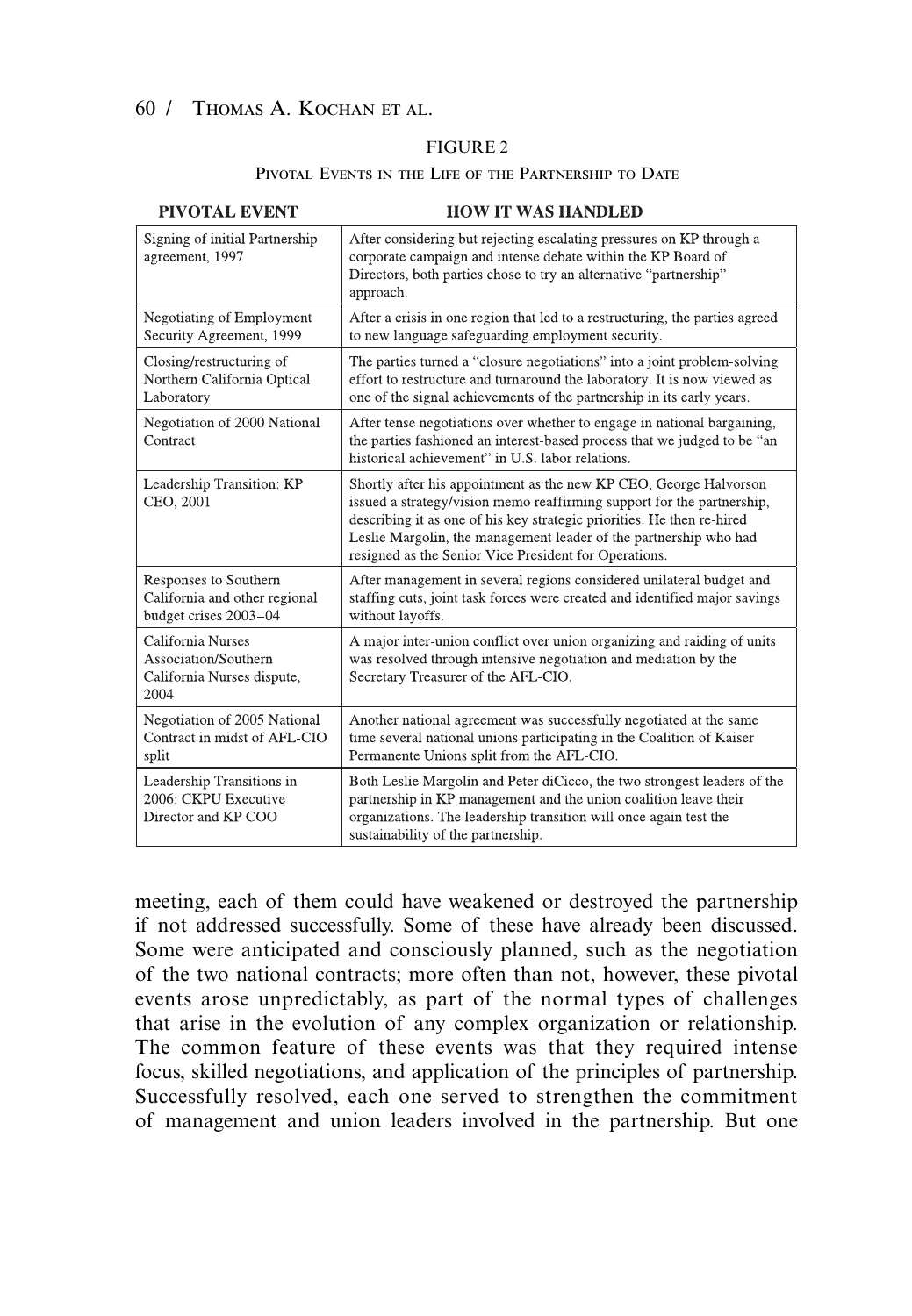FIGURE 2

Pivotal Events in the Life of the Partnership to Date

| PIVOTAL EVENT | HOW IT WAS HANDLED |
|---|---|
| Signing of initial Partnership agreement, 1997 | After considering but rejecting escalating pressures on KP through a corporate campaign and intense debate within the KP Board of Directors, both parties chose to try an alternative "partnership" approach. |
| Negotiating of Employment Security Agreement, 1999 | After a crisis in one region that led to a restructuring, the parties agreed to new language safeguarding employment security. |
| Closing/restructuring of Northern California Optical Laboratory | The parties turned a "closure negotiations" into a joint problem-solving effort to restructure and turnaround the laboratory. It is now viewed as one of the signal achievements of the partnership in its early years. |
| Negotiation of 2000 National Contract | After tense negotiations over whether to engage in national bargaining, the parties fashioned an interest-based process that we judged to be "an historical achievement" in U.S. labor relations. |
| Leadership Transition: KP CEO, 2001 | Shortly after his appointment as the new KP CEO, George Halvorson issued a strategy/vision memo reaffirming support for the partnership, describing it as one of his key strategic priorities. He then re-hired Leslie Margolin, the management leader of the partnership who had resigned as the Senior Vice President for Operations. |
| Responses to Southern California and other regional budget crises 2003–04 | After management in several regions considered unilateral budget and staffing cuts, joint task forces were created and identified major savings without layoffs. |
| California Nurses Association/Southern California Nurses dispute, 2004 | A major inter-union conflict over union organizing and raiding of units was resolved through intensive negotiation and mediation by the Secretary Treasurer of the AFL-CIO. |
| Negotiation of 2005 National Contract in midst of AFL-CIO split | Another national agreement was successfully negotiated at the same time several national unions participating in the Coalition of Kaiser Permanente Unions split from the AFL-CIO. |
| Leadership Transitions in 2006: CKPU Executive Director and KP COO | Both Leslie Margolin and Peter diCicco, the two strongest leaders of the partnership in KP management and the union coalition leave their organizations. The leadership transition will once again test the sustainability of the partnership. |

meeting, each of them could have weakened or destroyed the partnership if not addressed successfully. Some of these have already been discussed. Some were anticipated and consciously planned, such as the negotiation of the two national contracts; more often than not, however, these pivotal events arose unpredictably, as part of the normal types of challenges that arise in the evolution of any complex organization or relationship. The common feature of these events was that they required intense focus, skilled negotiations, and application of the principles of partnership. Successfully resolved, each one served to strengthen the commitment of management and union leaders involved in the partnership. But one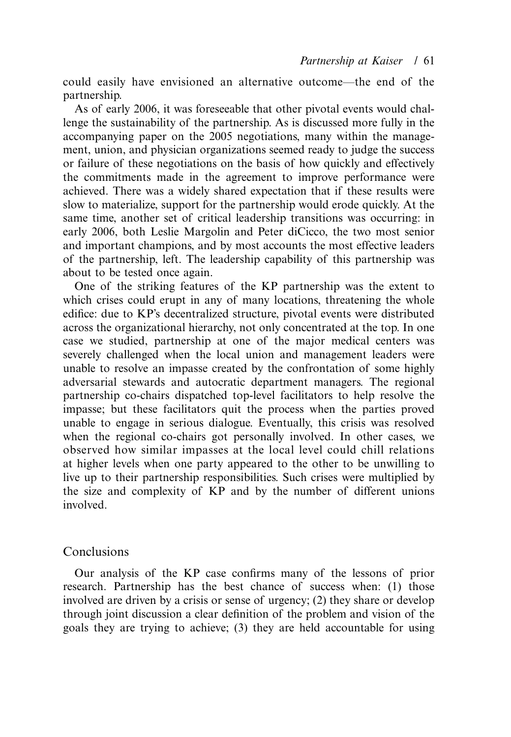could easily have envisioned an alternative outcome—the end of the partnership.

As of early 2006, it was foreseeable that other pivotal events would challenge the sustainability of the partnership. As is discussed more fully in the accompanying paper on the 2005 negotiations, many within the management, union, and physician organizations seemed ready to judge the success or failure of these negotiations on the basis of how quickly and effectively the commitments made in the agreement to improve performance were achieved. There was a widely shared expectation that if these results were slow to materialize, support for the partnership would erode quickly. At the same time, another set of critical leadership transitions was occurring: in early 2006, both Leslie Margolin and Peter diCicco, the two most senior and important champions, and by most accounts the most effective leaders of the partnership, left. The leadership capability of this partnership was about to be tested once again.

One of the striking features of the KP partnership was the extent to which crises could erupt in any of many locations, threatening the whole edifice: due to KP's decentralized structure, pivotal events were distributed across the organizational hierarchy, not only concentrated at the top. In one case we studied, partnership at one of the major medical centers was severely challenged when the local union and management leaders were unable to resolve an impasse created by the confrontation of some highly adversarial stewards and autocratic department managers. The regional partnership co-chairs dispatched top-level facilitators to help resolve the impasse; but these facilitators quit the process when the parties proved unable to engage in serious dialogue. Eventually, this crisis was resolved when the regional co-chairs got personally involved. In other cases, we observed how similar impasses at the local level could chill relations at higher levels when one party appeared to the other to be unwilling to live up to their partnership responsibilities. Such crises were multiplied by the size and complexity of KP and by the number of different unions involved.

## Conclusions

Our analysis of the KP case confirms many of the lessons of prior research. Partnership has the best chance of success when: (1) those involved are driven by a crisis or sense of urgency; (2) they share or develop through joint discussion a clear definition of the problem and vision of the goals they are trying to achieve; (3) they are held accountable for using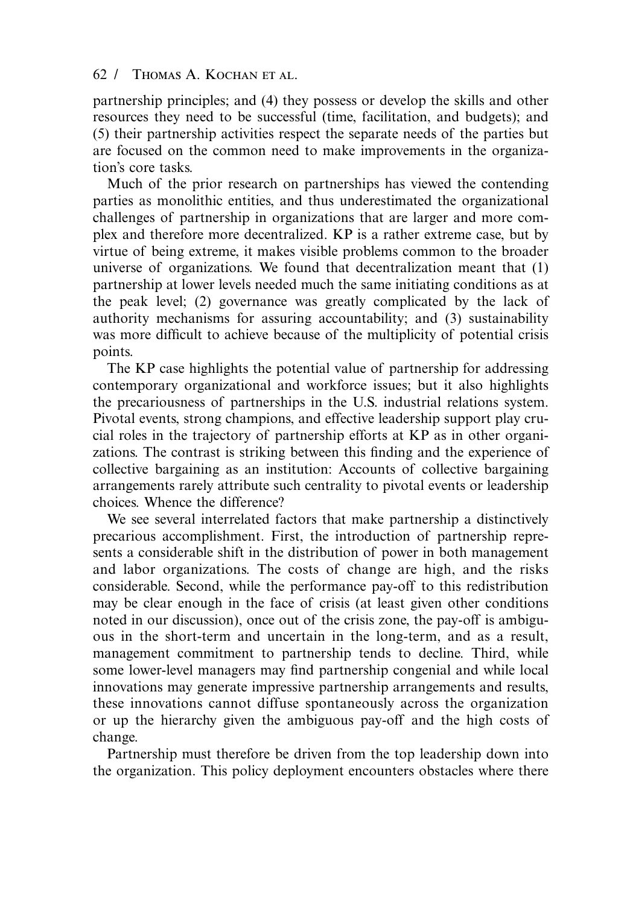partnership principles; and (4) they possess or develop the skills and other resources they need to be successful (time, facilitation, and budgets); and (5) their partnership activities respect the separate needs of the parties but are focused on the common need to make improvements in the organization's core tasks.

Much of the prior research on partnerships has viewed the contending parties as monolithic entities, and thus underestimated the organizational challenges of partnership in organizations that are larger and more complex and therefore more decentralized. KP is a rather extreme case, but by virtue of being extreme, it makes visible problems common to the broader universe of organizations. We found that decentralization meant that (1) partnership at lower levels needed much the same initiating conditions as at the peak level; (2) governance was greatly complicated by the lack of authority mechanisms for assuring accountability; and (3) sustainability was more difficult to achieve because of the multiplicity of potential crisis points.

The KP case highlights the potential value of partnership for addressing contemporary organizational and workforce issues; but it also highlights the precariousness of partnerships in the U.S. industrial relations system. Pivotal events, strong champions, and effective leadership support play crucial roles in the trajectory of partnership efforts at KP as in other organizations. The contrast is striking between this finding and the experience of collective bargaining as an institution: Accounts of collective bargaining arrangements rarely attribute such centrality to pivotal events or leadership choices. Whence the difference?

We see several interrelated factors that make partnership a distinctively precarious accomplishment. First, the introduction of partnership represents a considerable shift in the distribution of power in both management and labor organizations. The costs of change are high, and the risks considerable. Second, while the performance pay-off to this redistribution may be clear enough in the face of crisis (at least given other conditions noted in our discussion), once out of the crisis zone, the pay-off is ambiguous in the short-term and uncertain in the long-term, and as a result, management commitment to partnership tends to decline. Third, while some lower-level managers may find partnership congenial and while local innovations may generate impressive partnership arrangements and results, these innovations cannot diffuse spontaneously across the organization or up the hierarchy given the ambiguous pay-off and the high costs of change.

Partnership must therefore be driven from the top leadership down into the organization. This policy deployment encounters obstacles where there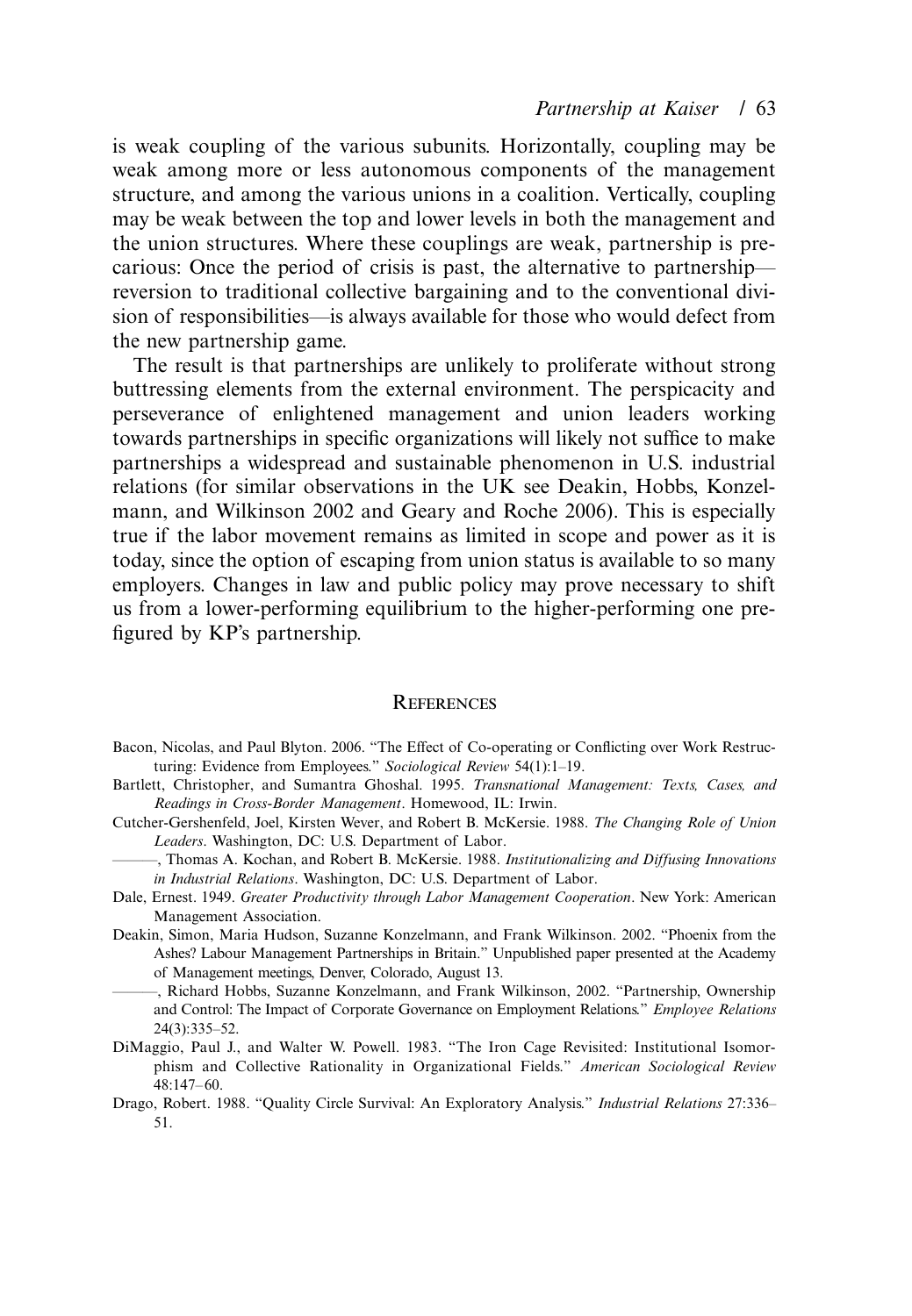is weak coupling of the various subunits. Horizontally, coupling may be weak among more or less autonomous components of the management structure, and among the various unions in a coalition. Vertically, coupling may be weak between the top and lower levels in both the management and the union structures. Where these couplings are weak, partnership is precarious: Once the period of crisis is past, the alternative to partnership—reversion to traditional collective bargaining and to the conventional division of responsibilities—is always available for those who would defect from the new partnership game.

The result is that partnerships are unlikely to proliferate without strong buttressing elements from the external environment. The perspicacity and perseverance of enlightened management and union leaders working towards partnerships in specific organizations will likely not suffice to make partnerships a widespread and sustainable phenomenon in U.S. industrial relations (for similar observations in the UK see Deakin, Hobbs, Konzelmann, and Wilkinson 2002 and Geary and Roche 2006). This is especially true if the labor movement remains as limited in scope and power as it is today, since the option of escaping from union status is available to so many employers. Changes in law and public policy may prove necessary to shift us from a lower-performing equilibrium to the higher-performing one prefigured by KP's partnership.

## References

Bacon, Nicolas, and Paul Blyton. 2006. "The Effect of Co-operating or Conflicting over Work Restructuring: Evidence from Employees." *Sociological Review* 54(1):1–19.

Bartlett, Christopher, and Sumantra Ghoshal. 1995. *Transnational Management: Texts, Cases, and Readings in Cross-Border Management*. Homewood, IL: Irwin.

Cutcher-Gershenfeld, Joel, Kirsten Wever, and Robert B. McKersie. 1988. *The Changing Role of Union Leaders*. Washington, DC: U.S. Department of Labor.

———, Thomas A. Kochan, and Robert B. McKersie. 1988. *Institutionalizing and Diffusing Innovations in Industrial Relations*. Washington, DC: U.S. Department of Labor.

Dale, Ernest. 1949. *Greater Productivity through Labor Management Cooperation*. New York: American Management Association.

Deakin, Simon, Maria Hudson, Suzanne Konzelmann, and Frank Wilkinson. 2002. "Phoenix from the Ashes? Labour Management Partnerships in Britain." Unpublished paper presented at the Academy of Management meetings, Denver, Colorado, August 13.

———, Richard Hobbs, Suzanne Konzelmann, and Frank Wilkinson, 2002. "Partnership, Ownership and Control: The Impact of Corporate Governance on Employment Relations." *Employee Relations* 24(3):335–52.

DiMaggio, Paul J., and Walter W. Powell. 1983. "The Iron Cage Revisited: Institutional Isomorphism and Collective Rationality in Organizational Fields." *American Sociological Review* 48:147–60.

Drago, Robert. 1988. "Quality Circle Survival: An Exploratory Analysis." *Industrial Relations* 27:336–51.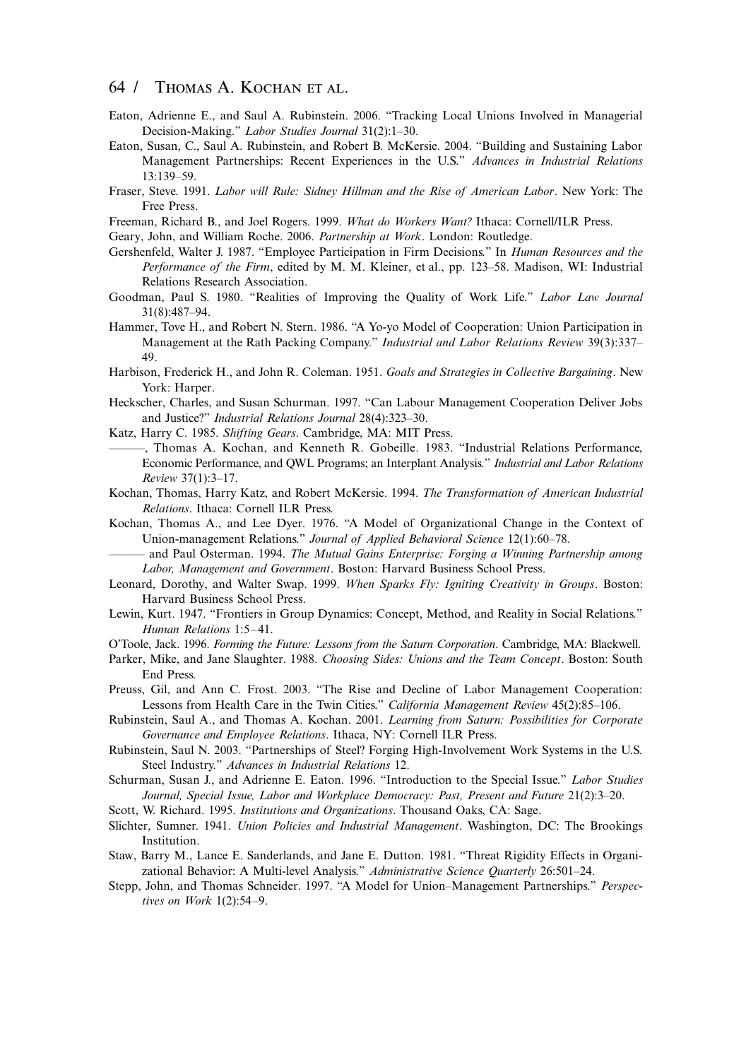Eaton, Adrienne E., and Saul A. Rubinstein. 2006. "Tracking Local Unions Involved in Managerial Decision-Making." *Labor Studies Journal* 31(2):1–30.

Eaton, Susan, C., Saul A. Rubinstein, and Robert B. McKersie. 2004. "Building and Sustaining Labor Management Partnerships: Recent Experiences in the U.S." *Advances in Industrial Relations* 13:139–59.

Fraser, Steve. 1991. *Labor will Rule: Sidney Hillman and the Rise of American Labor*. New York: The Free Press.

Freeman, Richard B., and Joel Rogers. 1999. *What do Workers Want?* Ithaca: Cornell/ILR Press.

Geary, John, and William Roche. 2006. *Partnership at Work*. London: Routledge.

Gershenfeld, Walter J. 1987. "Employee Participation in Firm Decisions." In *Human Resources and the Performance of the Firm*, edited by M. M. Kleiner, et al., pp. 123–58. Madison, WI: Industrial Relations Research Association.

Goodman, Paul S. 1980. "Realities of Improving the Quality of Work Life." *Labor Law Journal* 31(8):487–94.

Hammer, Tove H., and Robert N. Stern. 1986. "A Yo-yo Model of Cooperation: Union Participation in Management at the Rath Packing Company." *Industrial and Labor Relations Review* 39(3):337–49.

Harbison, Frederick H., and John R. Coleman. 1951. *Goals and Strategies in Collective Bargaining*. New York: Harper.

Heckscher, Charles, and Susan Schurman. 1997. "Can Labour Management Cooperation Deliver Jobs and Justice?" *Industrial Relations Journal* 28(4):323–30.

Katz, Harry C. 1985. *Shifting Gears*. Cambridge, MA: MIT Press.

———, Thomas A. Kochan, and Kenneth R. Gobeille. 1983. "Industrial Relations Performance, Economic Performance, and QWL Programs; an Interplant Analysis." *Industrial and Labor Relations Review* 37(1):3–17.

Kochan, Thomas, Harry Katz, and Robert McKersie. 1994. *The Transformation of American Industrial Relations*. Ithaca: Cornell ILR Press.

Kochan, Thomas A., and Lee Dyer. 1976. "A Model of Organizational Change in the Context of Union-management Relations." *Journal of Applied Behavioral Science* 12(1):60–78.

——— and Paul Osterman. 1994. *The Mutual Gains Enterprise: Forging a Winning Partnership among Labor, Management and Government*. Boston: Harvard Business School Press.

Leonard, Dorothy, and Walter Swap. 1999. *When Sparks Fly: Igniting Creativity in Groups*. Boston: Harvard Business School Press.

Lewin, Kurt. 1947. "Frontiers in Group Dynamics: Concept, Method, and Reality in Social Relations." *Human Relations* 1:5–41.

O'Toole, Jack. 1996. *Forming the Future: Lessons from the Saturn Corporation*. Cambridge, MA: Blackwell.

Parker, Mike, and Jane Slaughter. 1988. *Choosing Sides: Unions and the Team Concept*. Boston: South End Press.

Preuss, Gil, and Ann C. Frost. 2003. "The Rise and Decline of Labor Management Cooperation: Lessons from Health Care in the Twin Cities." *California Management Review* 45(2):85–106.

Rubinstein, Saul A., and Thomas A. Kochan. 2001. *Learning from Saturn: Possibilities for Corporate Governance and Employee Relations*. Ithaca, NY: Cornell ILR Press.

Rubinstein, Saul N. 2003. "Partnerships of Steel? Forging High-Involvement Work Systems in the U.S. Steel Industry." *Advances in Industrial Relations* 12.

Schurman, Susan J., and Adrienne E. Eaton. 1996. "Introduction to the Special Issue." *Labor Studies Journal, Special Issue, Labor and Workplace Democracy: Past, Present and Future* 21(2):3–20.

Scott, W. Richard. 1995. *Institutions and Organizations*. Thousand Oaks, CA: Sage.

Slichter, Sumner. 1941. *Union Policies and Industrial Management*. Washington, DC: The Brookings Institution.

Staw, Barry M., Lance E. Sanderlands, and Jane E. Dutton. 1981. "Threat Rigidity Effects in Organizational Behavior: A Multi-level Analysis." *Administrative Science Quarterly* 26:501–24.

Stepp, John, and Thomas Schneider. 1997. "A Model for Union–Management Partnerships." *Perspectives on Work* 1(2):54–9.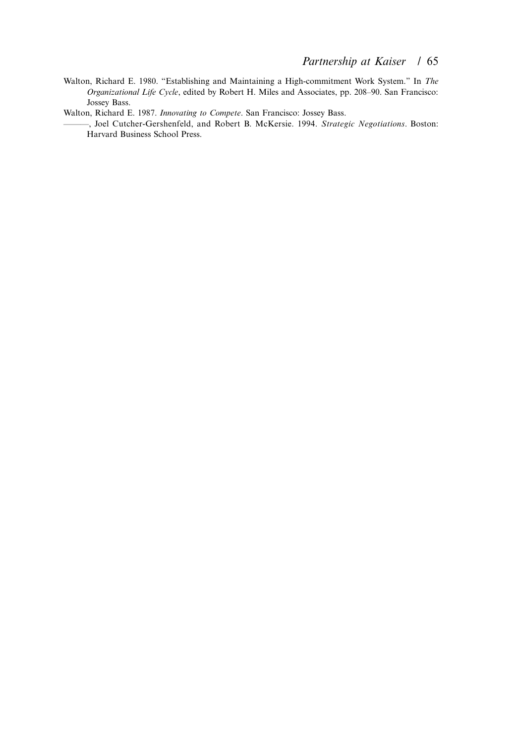Walton, Richard E. 1980. "Establishing and Maintaining a High-commitment Work System." In *The Organizational Life Cycle*, edited by Robert H. Miles and Associates, pp. 208–90. San Francisco: Jossey Bass.

Walton, Richard E. 1987. *Innovating to Compete*. San Francisco: Jossey Bass.

———, Joel Cutcher-Gershenfeld, and Robert B. McKersie. 1994. *Strategic Negotiations*. Boston: Harvard Business School Press.